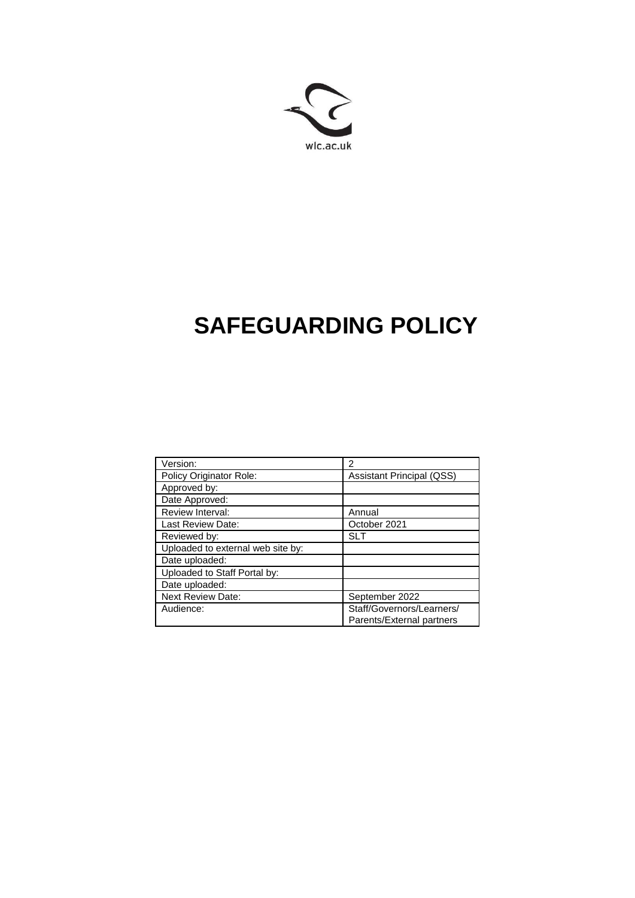wlc.ac.uk

# SAFEGUARDING POLICY

| Version: | 2 |
|---|---|
| Policy Originator Role: | Assistant Principal (QSS) |
| Approved by: | |
| Date Approved: | |
| Review Interval: | Annual |
| Last Review Date: | October 2021 |
| Reviewed by: | SLT |
| Uploaded to external web site by: | |
| Date uploaded: | |
| Uploaded to Staff Portal by: | |
| Date uploaded: | |
| Next Review Date: | September 2022 |
| Audience: | Staff/Governors/Learners/ Parents/External partners |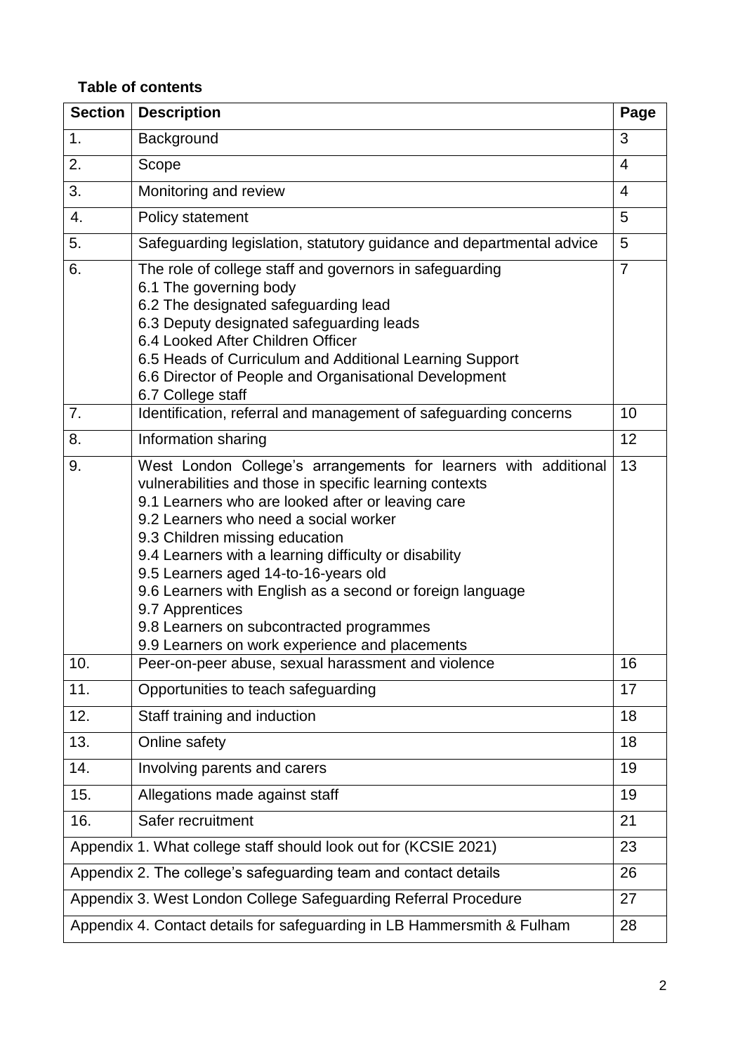**Table of contents**

| Section | Description | Page |
|---|---|---|
| 1. | Background | 3 |
| 2. | Scope | 4 |
| 3. | Monitoring and review | 4 |
| 4. | Policy statement | 5 |
| 5. | Safeguarding legislation, statutory guidance and departmental advice | 5 |
| 6. | The role of college staff and governors in safeguarding<br>6.1 The governing body<br>6.2 The designated safeguarding lead<br>6.3 Deputy designated safeguarding leads<br>6.4 Looked After Children Officer<br>6.5 Heads of Curriculum and Additional Learning Support<br>6.6 Director of People and Organisational Development<br>6.7 College staff | 7 |
| 7. | Identification, referral and management of safeguarding concerns | 10 |
| 8. | Information sharing | 12 |
| 9. | West London College's arrangements for learners with additional vulnerabilities and those in specific learning contexts<br>9.1 Learners who are looked after or leaving care<br>9.2 Learners who need a social worker<br>9.3 Children missing education<br>9.4 Learners with a learning difficulty or disability<br>9.5 Learners aged 14-to-16-years old<br>9.6 Learners with English as a second or foreign language<br>9.7 Apprentices<br>9.8 Learners on subcontracted programmes<br>9.9 Learners on work experience and placements | 13 |
| 10. | Peer-on-peer abuse, sexual harassment and violence | 16 |
| 11. | Opportunities to teach safeguarding | 17 |
| 12. | Staff training and induction | 18 |
| 13. | Online safety | 18 |
| 14. | Involving parents and carers | 19 |
| 15. | Allegations made against staff | 19 |
| 16. | Safer recruitment | 21 |
| Appendix 1. What college staff should look out for (KCSIE 2021) | | 23 |
| Appendix 2. The college's safeguarding team and contact details | | 26 |
| Appendix 3. West London College Safeguarding Referral Procedure | | 27 |
| Appendix 4. Contact details for safeguarding in LB Hammersmith & Fulham | | 28 |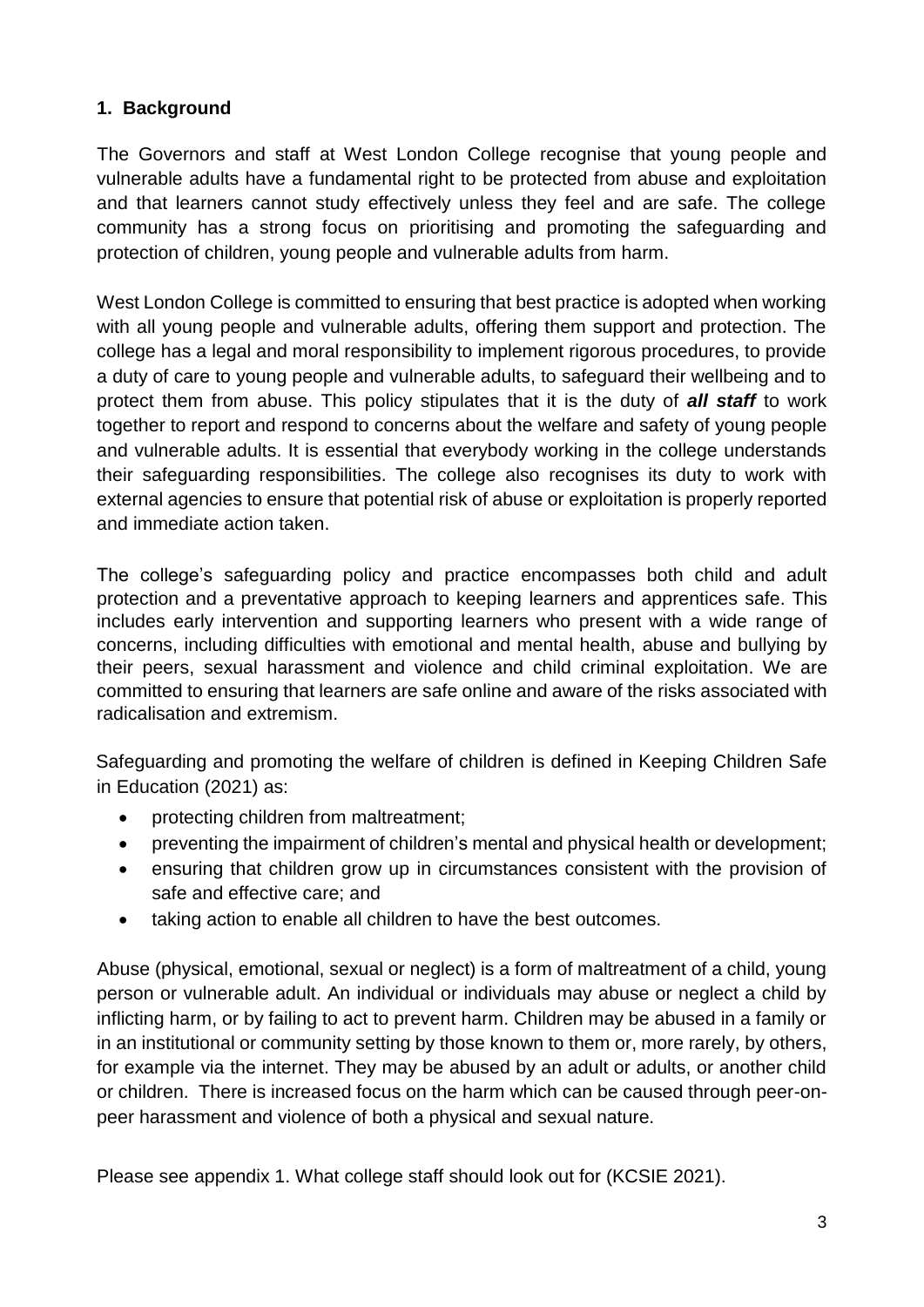## 1. Background

The Governors and staff at West London College recognise that young people and vulnerable adults have a fundamental right to be protected from abuse and exploitation and that learners cannot study effectively unless they feel and are safe. The college community has a strong focus on prioritising and promoting the safeguarding and protection of children, young people and vulnerable adults from harm.

West London College is committed to ensuring that best practice is adopted when working with all young people and vulnerable adults, offering them support and protection. The college has a legal and moral responsibility to implement rigorous procedures, to provide a duty of care to young people and vulnerable adults, to safeguard their wellbeing and to protect them from abuse. This policy stipulates that it is the duty of ***all staff*** to work together to report and respond to concerns about the welfare and safety of young people and vulnerable adults. It is essential that everybody working in the college understands their safeguarding responsibilities. The college also recognises its duty to work with external agencies to ensure that potential risk of abuse or exploitation is properly reported and immediate action taken.

The college's safeguarding policy and practice encompasses both child and adult protection and a preventative approach to keeping learners and apprentices safe. This includes early intervention and supporting learners who present with a wide range of concerns, including difficulties with emotional and mental health, abuse and bullying by their peers, sexual harassment and violence and child criminal exploitation. We are committed to ensuring that learners are safe online and aware of the risks associated with radicalisation and extremism.

Safeguarding and promoting the welfare of children is defined in Keeping Children Safe in Education (2021) as:

- protecting children from maltreatment;
- preventing the impairment of children's mental and physical health or development;
- ensuring that children grow up in circumstances consistent with the provision of safe and effective care; and
- taking action to enable all children to have the best outcomes.

Abuse (physical, emotional, sexual or neglect) is a form of maltreatment of a child, young person or vulnerable adult. An individual or individuals may abuse or neglect a child by inflicting harm, or by failing to act to prevent harm. Children may be abused in a family or in an institutional or community setting by those known to them or, more rarely, by others, for example via the internet. They may be abused by an adult or adults, or another child or children. There is increased focus on the harm which can be caused through peer-on-peer harassment and violence of both a physical and sexual nature.

Please see appendix 1. What college staff should look out for (KCSIE 2021).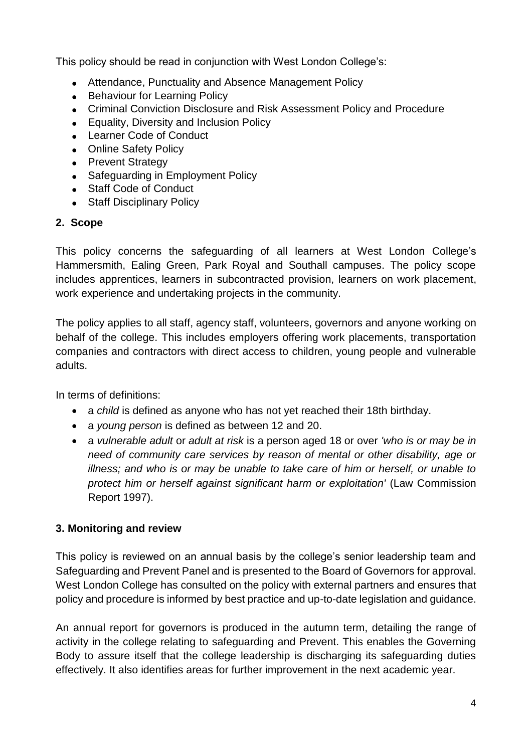This policy should be read in conjunction with West London College's:

- Attendance, Punctuality and Absence Management Policy
- Behaviour for Learning Policy
- Criminal Conviction Disclosure and Risk Assessment Policy and Procedure
- Equality, Diversity and Inclusion Policy
- Learner Code of Conduct
- Online Safety Policy
- Prevent Strategy
- Safeguarding in Employment Policy
- Staff Code of Conduct
- Staff Disciplinary Policy

## 2. Scope

This policy concerns the safeguarding of all learners at West London College's Hammersmith, Ealing Green, Park Royal and Southall campuses. The policy scope includes apprentices, learners in subcontracted provision, learners on work placement, work experience and undertaking projects in the community.

The policy applies to all staff, agency staff, volunteers, governors and anyone working on behalf of the college. This includes employers offering work placements, transportation companies and contractors with direct access to children, young people and vulnerable adults.

In terms of definitions:

- a *child* is defined as anyone who has not yet reached their 18th birthday.
- a *young person* is defined as between 12 and 20.
- a *vulnerable adult* or *adult at risk* is a person aged 18 or over *'who is or may be in need of community care services by reason of mental or other disability, age or illness; and who is or may be unable to take care of him or herself, or unable to protect him or herself against significant harm or exploitation'* (Law Commission Report 1997).

## 3. Monitoring and review

This policy is reviewed on an annual basis by the college's senior leadership team and Safeguarding and Prevent Panel and is presented to the Board of Governors for approval. West London College has consulted on the policy with external partners and ensures that policy and procedure is informed by best practice and up-to-date legislation and guidance.

An annual report for governors is produced in the autumn term, detailing the range of activity in the college relating to safeguarding and Prevent. This enables the Governing Body to assure itself that the college leadership is discharging its safeguarding duties effectively. It also identifies areas for further improvement in the next academic year.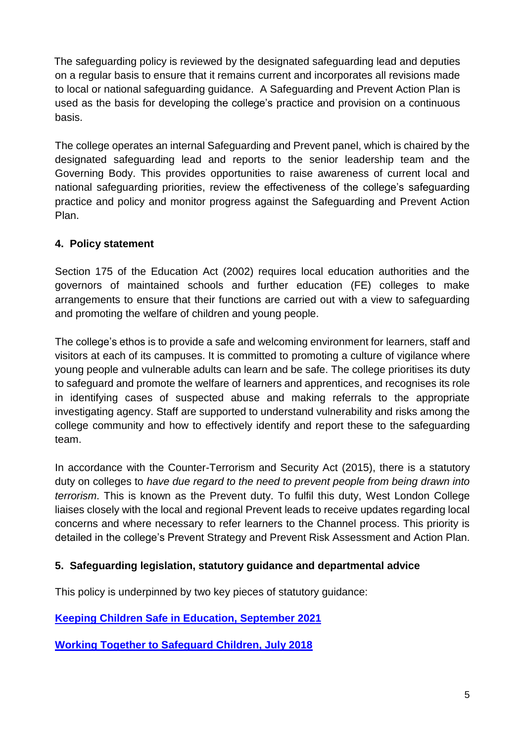The safeguarding policy is reviewed by the designated safeguarding lead and deputies on a regular basis to ensure that it remains current and incorporates all revisions made to local or national safeguarding guidance. A Safeguarding and Prevent Action Plan is used as the basis for developing the college's practice and provision on a continuous basis.

The college operates an internal Safeguarding and Prevent panel, which is chaired by the designated safeguarding lead and reports to the senior leadership team and the Governing Body. This provides opportunities to raise awareness of current local and national safeguarding priorities, review the effectiveness of the college's safeguarding practice and policy and monitor progress against the Safeguarding and Prevent Action Plan.

## 4. Policy statement

Section 175 of the Education Act (2002) requires local education authorities and the governors of maintained schools and further education (FE) colleges to make arrangements to ensure that their functions are carried out with a view to safeguarding and promoting the welfare of children and young people.

The college's ethos is to provide a safe and welcoming environment for learners, staff and visitors at each of its campuses. It is committed to promoting a culture of vigilance where young people and vulnerable adults can learn and be safe. The college prioritises its duty to safeguard and promote the welfare of learners and apprentices, and recognises its role in identifying cases of suspected abuse and making referrals to the appropriate investigating agency. Staff are supported to understand vulnerability and risks among the college community and how to effectively identify and report these to the safeguarding team.

In accordance with the Counter-Terrorism and Security Act (2015), there is a statutory duty on colleges to *have due regard to the need to prevent people from being drawn into terrorism*. This is known as the Prevent duty. To fulfil this duty, West London College liaises closely with the local and regional Prevent leads to receive updates regarding local concerns and where necessary to refer learners to the Channel process. This priority is detailed in the college's Prevent Strategy and Prevent Risk Assessment and Action Plan.

## 5. Safeguarding legislation, statutory guidance and departmental advice

This policy is underpinned by two key pieces of statutory guidance:

**Keeping Children Safe in Education, September 2021**

**Working Together to Safeguard Children, July 2018**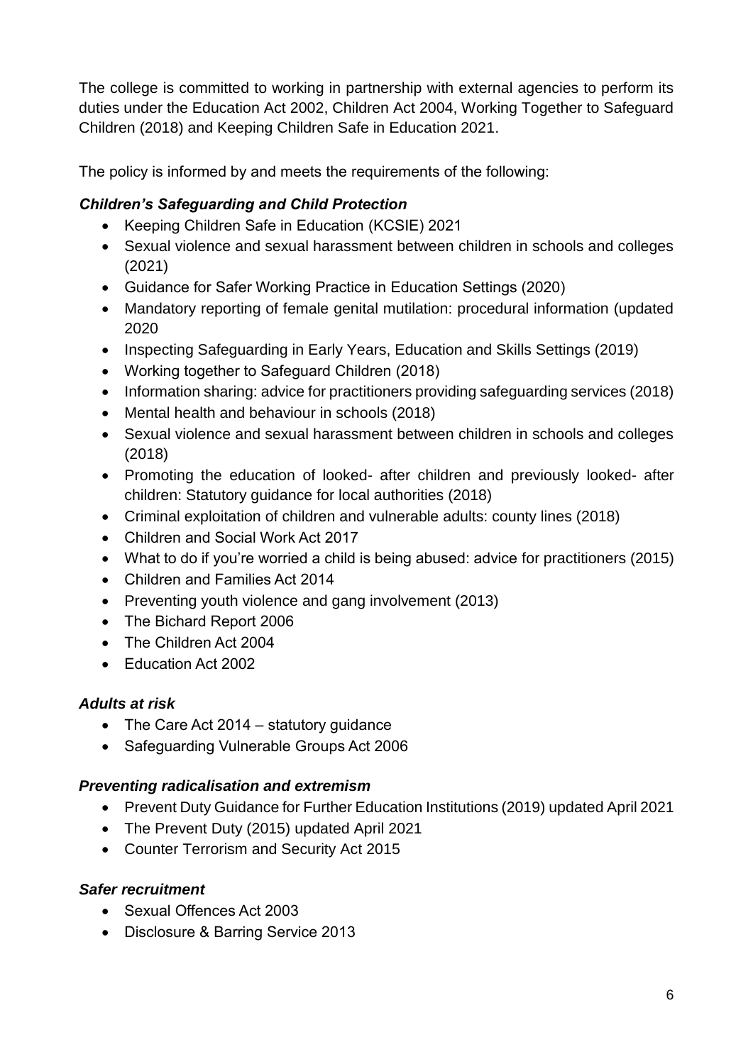The college is committed to working in partnership with external agencies to perform its duties under the Education Act 2002, Children Act 2004, Working Together to Safeguard Children (2018) and Keeping Children Safe in Education 2021.

The policy is informed by and meets the requirements of the following:

### *Children's Safeguarding and Child Protection*

- Keeping Children Safe in Education (KCSIE) 2021
- Sexual violence and sexual harassment between children in schools and colleges (2021)
- Guidance for Safer Working Practice in Education Settings (2020)
- Mandatory reporting of female genital mutilation: procedural information (updated 2020
- Inspecting Safeguarding in Early Years, Education and Skills Settings (2019)
- Working together to Safeguard Children (2018)
- Information sharing: advice for practitioners providing safeguarding services (2018)
- Mental health and behaviour in schools (2018)
- Sexual violence and sexual harassment between children in schools and colleges (2018)
- Promoting the education of looked- after children and previously looked- after children: Statutory guidance for local authorities (2018)
- Criminal exploitation of children and vulnerable adults: county lines (2018)
- Children and Social Work Act 2017
- What to do if you're worried a child is being abused: advice for practitioners (2015)
- Children and Families Act 2014
- Preventing youth violence and gang involvement (2013)
- The Bichard Report 2006
- The Children Act 2004
- Education Act 2002

### *Adults at risk*

- The Care Act 2014 – statutory guidance
- Safeguarding Vulnerable Groups Act 2006

### *Preventing radicalisation and extremism*

- Prevent Duty Guidance for Further Education Institutions (2019) updated April 2021
- The Prevent Duty (2015) updated April 2021
- Counter Terrorism and Security Act 2015

### *Safer recruitment*

- Sexual Offences Act 2003
- Disclosure & Barring Service 2013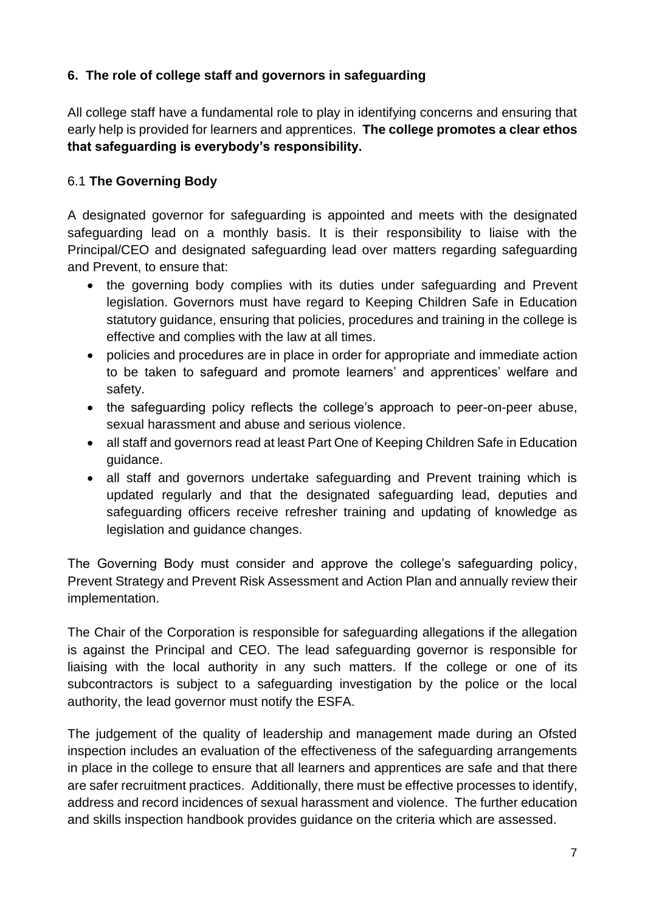## 6. The role of college staff and governors in safeguarding

All college staff have a fundamental role to play in identifying concerns and ensuring that early help is provided for learners and apprentices. **The college promotes a clear ethos that safeguarding is everybody's responsibility.**

### 6.1 **The Governing Body**

A designated governor for safeguarding is appointed and meets with the designated safeguarding lead on a monthly basis. It is their responsibility to liaise with the Principal/CEO and designated safeguarding lead over matters regarding safeguarding and Prevent, to ensure that:

- the governing body complies with its duties under safeguarding and Prevent legislation. Governors must have regard to Keeping Children Safe in Education statutory guidance, ensuring that policies, procedures and training in the college is effective and complies with the law at all times.
- policies and procedures are in place in order for appropriate and immediate action to be taken to safeguard and promote learners' and apprentices' welfare and safety.
- the safeguarding policy reflects the college's approach to peer-on-peer abuse, sexual harassment and abuse and serious violence.
- all staff and governors read at least Part One of Keeping Children Safe in Education guidance.
- all staff and governors undertake safeguarding and Prevent training which is updated regularly and that the designated safeguarding lead, deputies and safeguarding officers receive refresher training and updating of knowledge as legislation and guidance changes.

The Governing Body must consider and approve the college's safeguarding policy, Prevent Strategy and Prevent Risk Assessment and Action Plan and annually review their implementation.

The Chair of the Corporation is responsible for safeguarding allegations if the allegation is against the Principal and CEO. The lead safeguarding governor is responsible for liaising with the local authority in any such matters. If the college or one of its subcontractors is subject to a safeguarding investigation by the police or the local authority, the lead governor must notify the ESFA.

The judgement of the quality of leadership and management made during an Ofsted inspection includes an evaluation of the effectiveness of the safeguarding arrangements in place in the college to ensure that all learners and apprentices are safe and that there are safer recruitment practices. Additionally, there must be effective processes to identify, address and record incidences of sexual harassment and violence. The further education and skills inspection handbook provides guidance on the criteria which are assessed.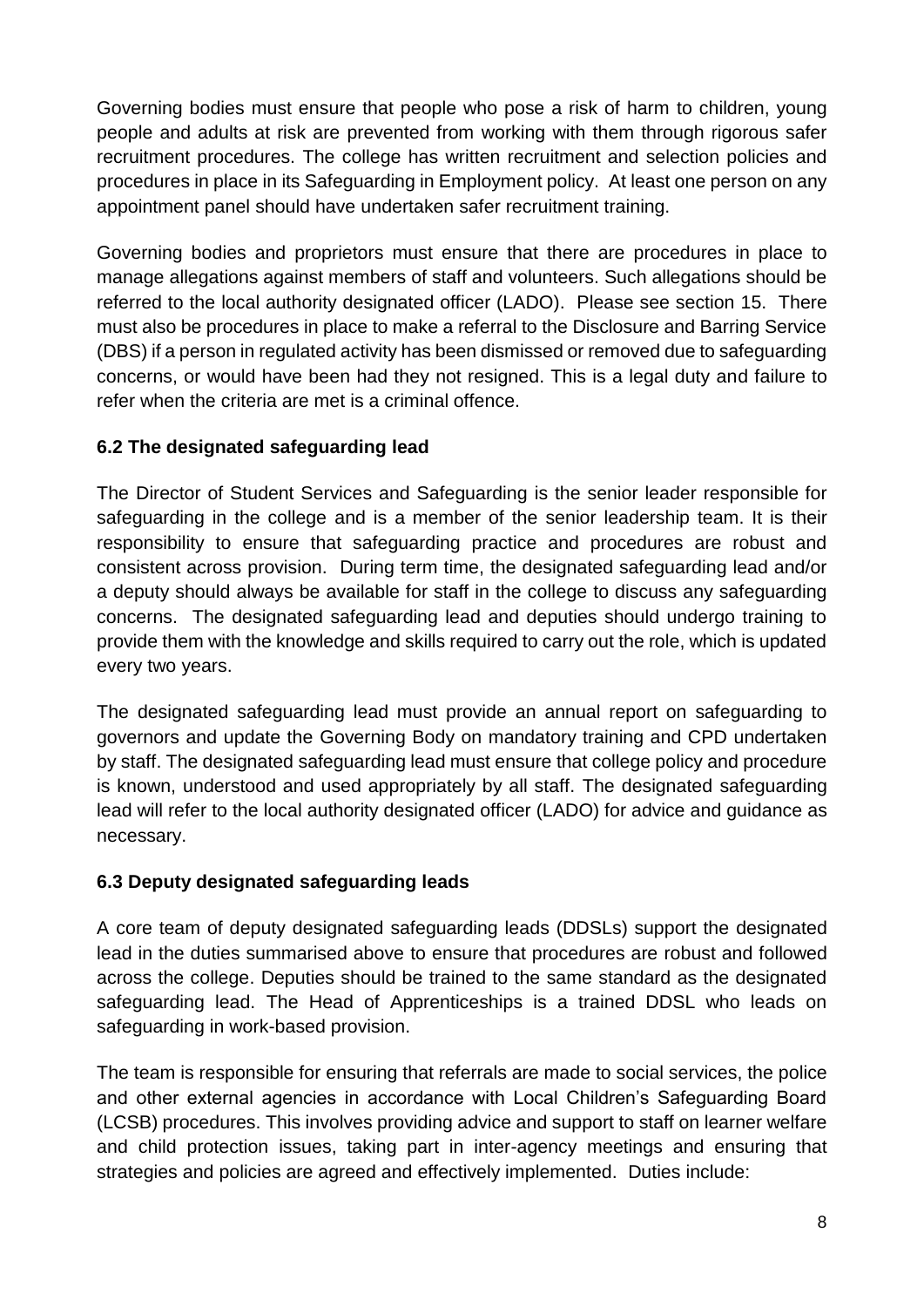Governing bodies must ensure that people who pose a risk of harm to children, young people and adults at risk are prevented from working with them through rigorous safer recruitment procedures. The college has written recruitment and selection policies and procedures in place in its Safeguarding in Employment policy. At least one person on any appointment panel should have undertaken safer recruitment training.

Governing bodies and proprietors must ensure that there are procedures in place to manage allegations against members of staff and volunteers. Such allegations should be referred to the local authority designated officer (LADO). Please see section 15. There must also be procedures in place to make a referral to the Disclosure and Barring Service (DBS) if a person in regulated activity has been dismissed or removed due to safeguarding concerns, or would have been had they not resigned. This is a legal duty and failure to refer when the criteria are met is a criminal offence.

### 6.2 The designated safeguarding lead

The Director of Student Services and Safeguarding is the senior leader responsible for safeguarding in the college and is a member of the senior leadership team. It is their responsibility to ensure that safeguarding practice and procedures are robust and consistent across provision. During term time, the designated safeguarding lead and/or a deputy should always be available for staff in the college to discuss any safeguarding concerns. The designated safeguarding lead and deputies should undergo training to provide them with the knowledge and skills required to carry out the role, which is updated every two years.

The designated safeguarding lead must provide an annual report on safeguarding to governors and update the Governing Body on mandatory training and CPD undertaken by staff. The designated safeguarding lead must ensure that college policy and procedure is known, understood and used appropriately by all staff. The designated safeguarding lead will refer to the local authority designated officer (LADO) for advice and guidance as necessary.

### 6.3 Deputy designated safeguarding leads

A core team of deputy designated safeguarding leads (DDSLs) support the designated lead in the duties summarised above to ensure that procedures are robust and followed across the college. Deputies should be trained to the same standard as the designated safeguarding lead. The Head of Apprenticeships is a trained DDSL who leads on safeguarding in work-based provision.

The team is responsible for ensuring that referrals are made to social services, the police and other external agencies in accordance with Local Children's Safeguarding Board (LCSB) procedures. This involves providing advice and support to staff on learner welfare and child protection issues, taking part in inter-agency meetings and ensuring that strategies and policies are agreed and effectively implemented. Duties include: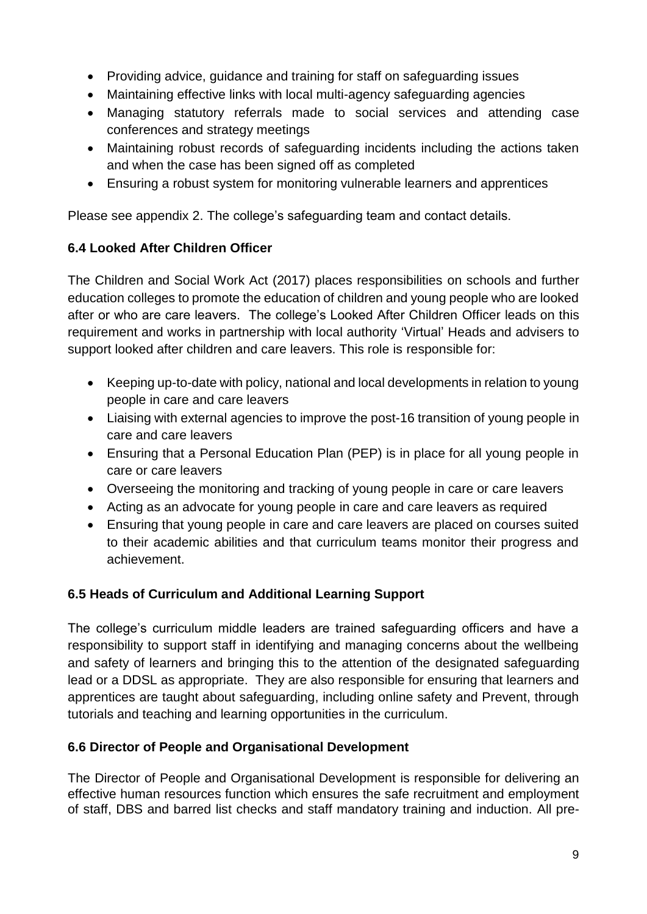- Providing advice, guidance and training for staff on safeguarding issues
- Maintaining effective links with local multi-agency safeguarding agencies
- Managing statutory referrals made to social services and attending case conferences and strategy meetings
- Maintaining robust records of safeguarding incidents including the actions taken and when the case has been signed off as completed
- Ensuring a robust system for monitoring vulnerable learners and apprentices

Please see appendix 2. The college's safeguarding team and contact details.

### 6.4 Looked After Children Officer

The Children and Social Work Act (2017) places responsibilities on schools and further education colleges to promote the education of children and young people who are looked after or who are care leavers. The college's Looked After Children Officer leads on this requirement and works in partnership with local authority 'Virtual' Heads and advisers to support looked after children and care leavers. This role is responsible for:

- Keeping up-to-date with policy, national and local developments in relation to young people in care and care leavers
- Liaising with external agencies to improve the post-16 transition of young people in care and care leavers
- Ensuring that a Personal Education Plan (PEP) is in place for all young people in care or care leavers
- Overseeing the monitoring and tracking of young people in care or care leavers
- Acting as an advocate for young people in care and care leavers as required
- Ensuring that young people in care and care leavers are placed on courses suited to their academic abilities and that curriculum teams monitor their progress and achievement.

### 6.5 Heads of Curriculum and Additional Learning Support

The college's curriculum middle leaders are trained safeguarding officers and have a responsibility to support staff in identifying and managing concerns about the wellbeing and safety of learners and bringing this to the attention of the designated safeguarding lead or a DDSL as appropriate. They are also responsible for ensuring that learners and apprentices are taught about safeguarding, including online safety and Prevent, through tutorials and teaching and learning opportunities in the curriculum.

### 6.6 Director of People and Organisational Development

The Director of People and Organisational Development is responsible for delivering an effective human resources function which ensures the safe recruitment and employment of staff, DBS and barred list checks and staff mandatory training and induction. All pre-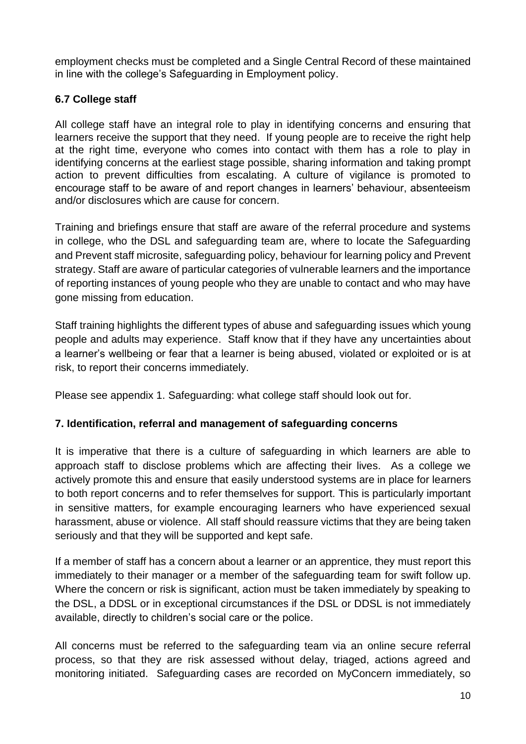employment checks must be completed and a Single Central Record of these maintained in line with the college's Safeguarding in Employment policy.

### 6.7 College staff

All college staff have an integral role to play in identifying concerns and ensuring that learners receive the support that they need. If young people are to receive the right help at the right time, everyone who comes into contact with them has a role to play in identifying concerns at the earliest stage possible, sharing information and taking prompt action to prevent difficulties from escalating. A culture of vigilance is promoted to encourage staff to be aware of and report changes in learners' behaviour, absenteeism and/or disclosures which are cause for concern.

Training and briefings ensure that staff are aware of the referral procedure and systems in college, who the DSL and safeguarding team are, where to locate the Safeguarding and Prevent staff microsite, safeguarding policy, behaviour for learning policy and Prevent strategy. Staff are aware of particular categories of vulnerable learners and the importance of reporting instances of young people who they are unable to contact and who may have gone missing from education.

Staff training highlights the different types of abuse and safeguarding issues which young people and adults may experience. Staff know that if they have any uncertainties about a learner's wellbeing or fear that a learner is being abused, violated or exploited or is at risk, to report their concerns immediately.

Please see appendix 1. Safeguarding: what college staff should look out for.

## 7. Identification, referral and management of safeguarding concerns

It is imperative that there is a culture of safeguarding in which learners are able to approach staff to disclose problems which are affecting their lives. As a college we actively promote this and ensure that easily understood systems are in place for learners to both report concerns and to refer themselves for support. This is particularly important in sensitive matters, for example encouraging learners who have experienced sexual harassment, abuse or violence. All staff should reassure victims that they are being taken seriously and that they will be supported and kept safe.

If a member of staff has a concern about a learner or an apprentice, they must report this immediately to their manager or a member of the safeguarding team for swift follow up. Where the concern or risk is significant, action must be taken immediately by speaking to the DSL, a DDSL or in exceptional circumstances if the DSL or DDSL is not immediately available, directly to children's social care or the police.

All concerns must be referred to the safeguarding team via an online secure referral process, so that they are risk assessed without delay, triaged, actions agreed and monitoring initiated. Safeguarding cases are recorded on MyConcern immediately, so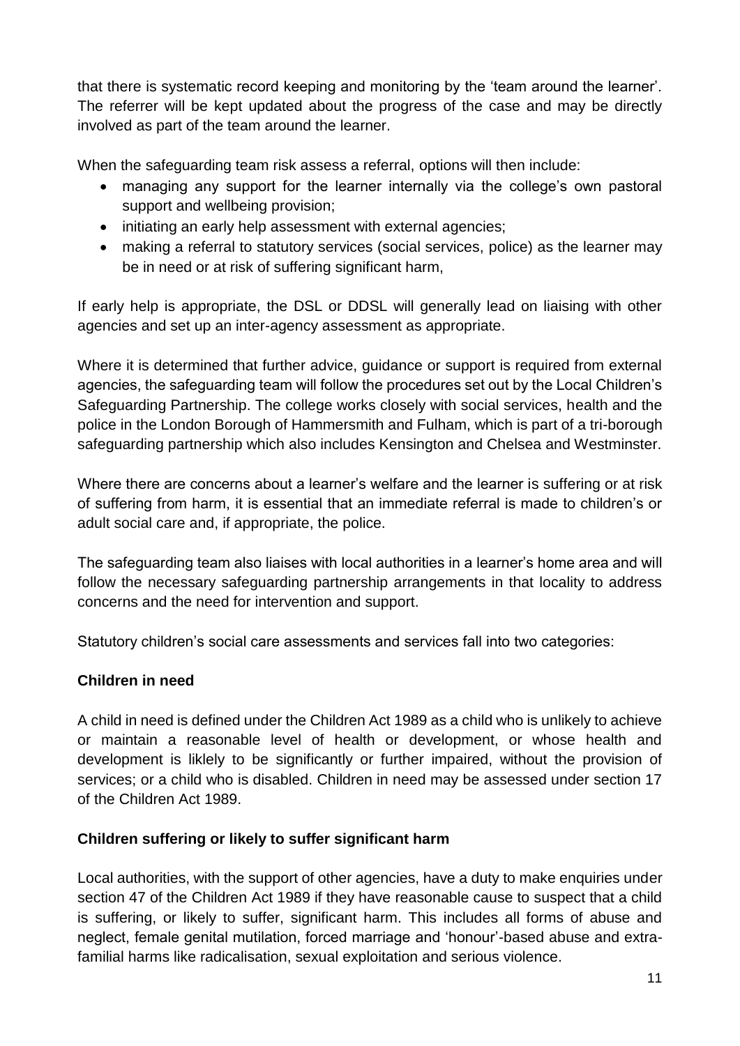that there is systematic record keeping and monitoring by the 'team around the learner'. The referrer will be kept updated about the progress of the case and may be directly involved as part of the team around the learner.

When the safeguarding team risk assess a referral, options will then include:

- managing any support for the learner internally via the college's own pastoral support and wellbeing provision;
- initiating an early help assessment with external agencies;
- making a referral to statutory services (social services, police) as the learner may be in need or at risk of suffering significant harm,

If early help is appropriate, the DSL or DDSL will generally lead on liaising with other agencies and set up an inter-agency assessment as appropriate.

Where it is determined that further advice, guidance or support is required from external agencies, the safeguarding team will follow the procedures set out by the Local Children's Safeguarding Partnership. The college works closely with social services, health and the police in the London Borough of Hammersmith and Fulham, which is part of a tri-borough safeguarding partnership which also includes Kensington and Chelsea and Westminster.

Where there are concerns about a learner's welfare and the learner is suffering or at risk of suffering from harm, it is essential that an immediate referral is made to children's or adult social care and, if appropriate, the police.

The safeguarding team also liaises with local authorities in a learner's home area and will follow the necessary safeguarding partnership arrangements in that locality to address concerns and the need for intervention and support.

Statutory children's social care assessments and services fall into two categories:

**Children in need**

A child in need is defined under the Children Act 1989 as a child who is unlikely to achieve or maintain a reasonable level of health or development, or whose health and development is liklely to be significantly or further impaired, without the provision of services; or a child who is disabled. Children in need may be assessed under section 17 of the Children Act 1989.

**Children suffering or likely to suffer significant harm**

Local authorities, with the support of other agencies, have a duty to make enquiries under section 47 of the Children Act 1989 if they have reasonable cause to suspect that a child is suffering, or likely to suffer, significant harm. This includes all forms of abuse and neglect, female genital mutilation, forced marriage and 'honour'-based abuse and extra-familial harms like radicalisation, sexual exploitation and serious violence.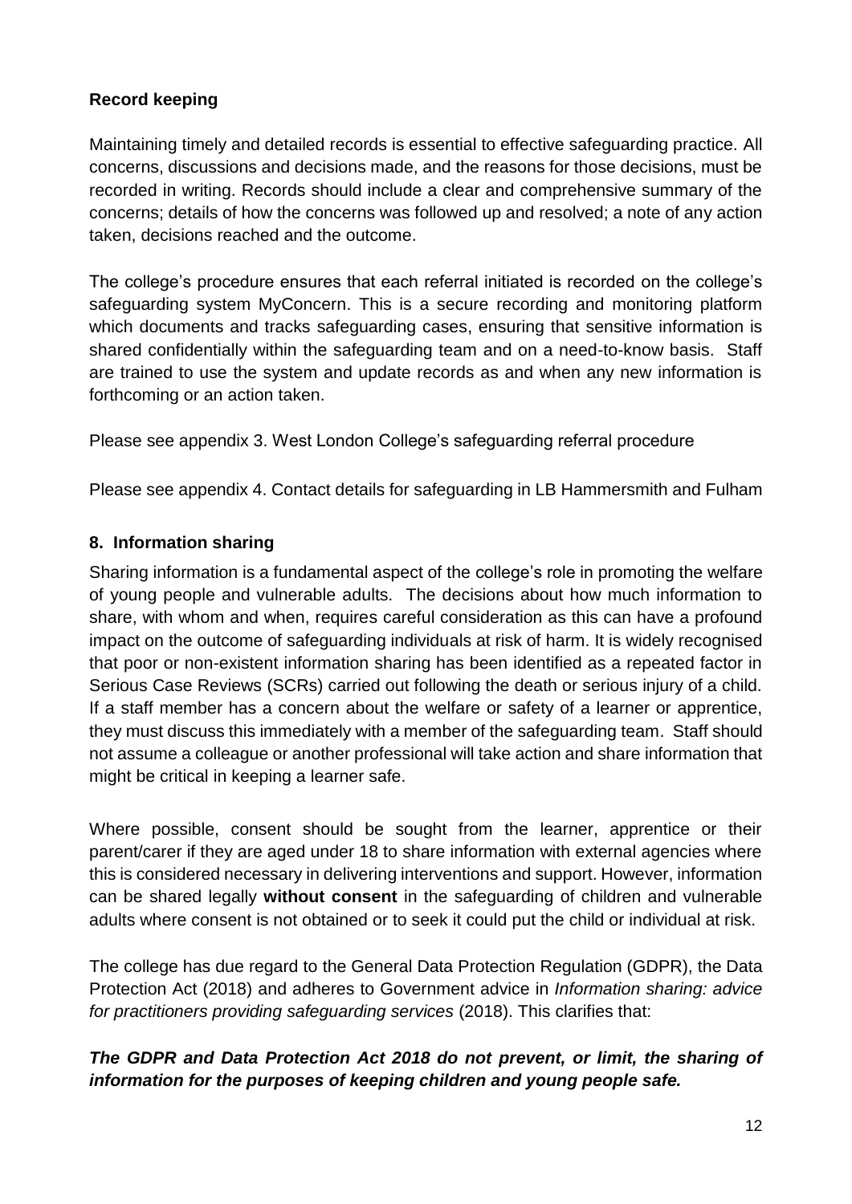**Record keeping**

Maintaining timely and detailed records is essential to effective safeguarding practice. All concerns, discussions and decisions made, and the reasons for those decisions, must be recorded in writing. Records should include a clear and comprehensive summary of the concerns; details of how the concerns was followed up and resolved; a note of any action taken, decisions reached and the outcome.

The college's procedure ensures that each referral initiated is recorded on the college's safeguarding system MyConcern. This is a secure recording and monitoring platform which documents and tracks safeguarding cases, ensuring that sensitive information is shared confidentially within the safeguarding team and on a need-to-know basis. Staff are trained to use the system and update records as and when any new information is forthcoming or an action taken.

Please see appendix 3. West London College's safeguarding referral procedure

Please see appendix 4. Contact details for safeguarding in LB Hammersmith and Fulham

## 8. Information sharing

Sharing information is a fundamental aspect of the college's role in promoting the welfare of young people and vulnerable adults. The decisions about how much information to share, with whom and when, requires careful consideration as this can have a profound impact on the outcome of safeguarding individuals at risk of harm. It is widely recognised that poor or non-existent information sharing has been identified as a repeated factor in Serious Case Reviews (SCRs) carried out following the death or serious injury of a child. If a staff member has a concern about the welfare or safety of a learner or apprentice, they must discuss this immediately with a member of the safeguarding team. Staff should not assume a colleague or another professional will take action and share information that might be critical in keeping a learner safe.

Where possible, consent should be sought from the learner, apprentice or their parent/carer if they are aged under 18 to share information with external agencies where this is considered necessary in delivering interventions and support. However, information can be shared legally **without consent** in the safeguarding of children and vulnerable adults where consent is not obtained or to seek it could put the child or individual at risk.

The college has due regard to the General Data Protection Regulation (GDPR), the Data Protection Act (2018) and adheres to Government advice in *Information sharing: advice for practitioners providing safeguarding services* (2018). This clarifies that:

***The GDPR and Data Protection Act 2018 do not prevent, or limit, the sharing of information for the purposes of keeping children and young people safe.***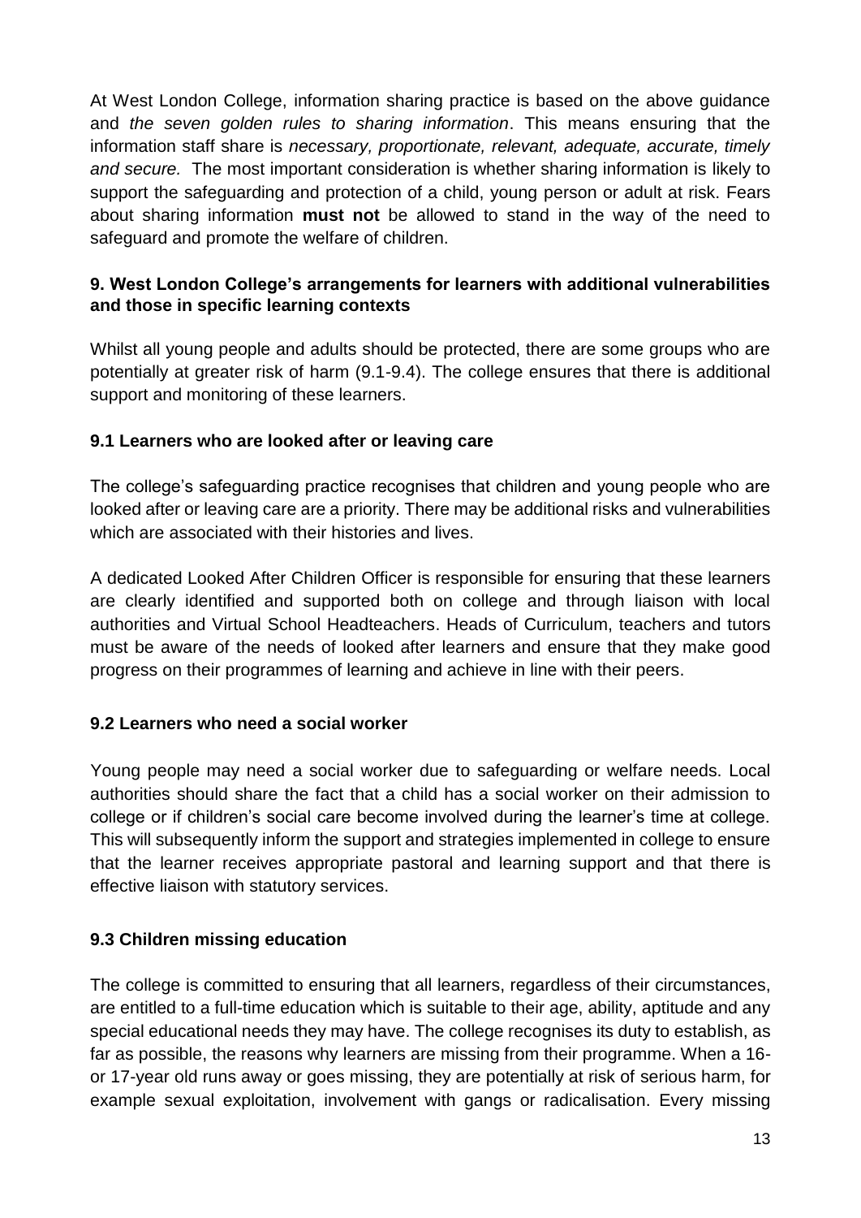At West London College, information sharing practice is based on the above guidance and *the seven golden rules to sharing information*. This means ensuring that the information staff share is *necessary, proportionate, relevant, adequate, accurate, timely and secure.* The most important consideration is whether sharing information is likely to support the safeguarding and protection of a child, young person or adult at risk. Fears about sharing information **must not** be allowed to stand in the way of the need to safeguard and promote the welfare of children.

## 9. West London College's arrangements for learners with additional vulnerabilities and those in specific learning contexts

Whilst all young people and adults should be protected, there are some groups who are potentially at greater risk of harm (9.1-9.4). The college ensures that there is additional support and monitoring of these learners.

### 9.1 Learners who are looked after or leaving care

The college's safeguarding practice recognises that children and young people who are looked after or leaving care are a priority. There may be additional risks and vulnerabilities which are associated with their histories and lives.

A dedicated Looked After Children Officer is responsible for ensuring that these learners are clearly identified and supported both on college and through liaison with local authorities and Virtual School Headteachers. Heads of Curriculum, teachers and tutors must be aware of the needs of looked after learners and ensure that they make good progress on their programmes of learning and achieve in line with their peers.

### 9.2 Learners who need a social worker

Young people may need a social worker due to safeguarding or welfare needs. Local authorities should share the fact that a child has a social worker on their admission to college or if children's social care become involved during the learner's time at college. This will subsequently inform the support and strategies implemented in college to ensure that the learner receives appropriate pastoral and learning support and that there is effective liaison with statutory services.

### 9.3 Children missing education

The college is committed to ensuring that all learners, regardless of their circumstances, are entitled to a full-time education which is suitable to their age, ability, aptitude and any special educational needs they may have. The college recognises its duty to establish, as far as possible, the reasons why learners are missing from their programme. When a 16- or 17-year old runs away or goes missing, they are potentially at risk of serious harm, for example sexual exploitation, involvement with gangs or radicalisation. Every missing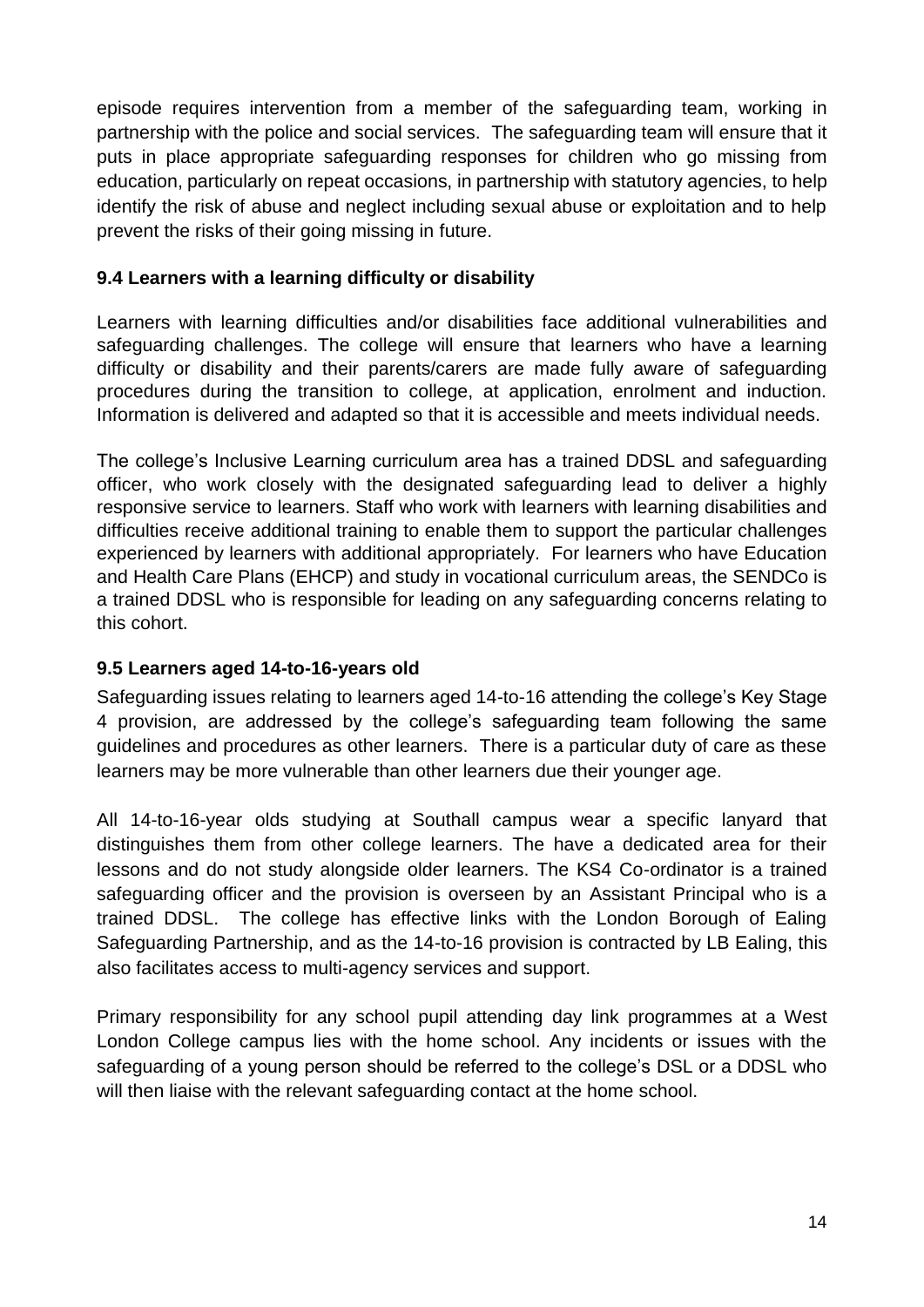episode requires intervention from a member of the safeguarding team, working in partnership with the police and social services. The safeguarding team will ensure that it puts in place appropriate safeguarding responses for children who go missing from education, particularly on repeat occasions, in partnership with statutory agencies, to help identify the risk of abuse and neglect including sexual abuse or exploitation and to help prevent the risks of their going missing in future.

### 9.4 Learners with a learning difficulty or disability

Learners with learning difficulties and/or disabilities face additional vulnerabilities and safeguarding challenges. The college will ensure that learners who have a learning difficulty or disability and their parents/carers are made fully aware of safeguarding procedures during the transition to college, at application, enrolment and induction. Information is delivered and adapted so that it is accessible and meets individual needs.

The college's Inclusive Learning curriculum area has a trained DDSL and safeguarding officer, who work closely with the designated safeguarding lead to deliver a highly responsive service to learners. Staff who work with learners with learning disabilities and difficulties receive additional training to enable them to support the particular challenges experienced by learners with additional appropriately. For learners who have Education and Health Care Plans (EHCP) and study in vocational curriculum areas, the SENDCo is a trained DDSL who is responsible for leading on any safeguarding concerns relating to this cohort.

### 9.5 Learners aged 14-to-16-years old

Safeguarding issues relating to learners aged 14-to-16 attending the college's Key Stage 4 provision, are addressed by the college's safeguarding team following the same guidelines and procedures as other learners. There is a particular duty of care as these learners may be more vulnerable than other learners due their younger age.

All 14-to-16-year olds studying at Southall campus wear a specific lanyard that distinguishes them from other college learners. The have a dedicated area for their lessons and do not study alongside older learners. The KS4 Co-ordinator is a trained safeguarding officer and the provision is overseen by an Assistant Principal who is a trained DDSL. The college has effective links with the London Borough of Ealing Safeguarding Partnership, and as the 14-to-16 provision is contracted by LB Ealing, this also facilitates access to multi-agency services and support.

Primary responsibility for any school pupil attending day link programmes at a West London College campus lies with the home school. Any incidents or issues with the safeguarding of a young person should be referred to the college's DSL or a DDSL who will then liaise with the relevant safeguarding contact at the home school.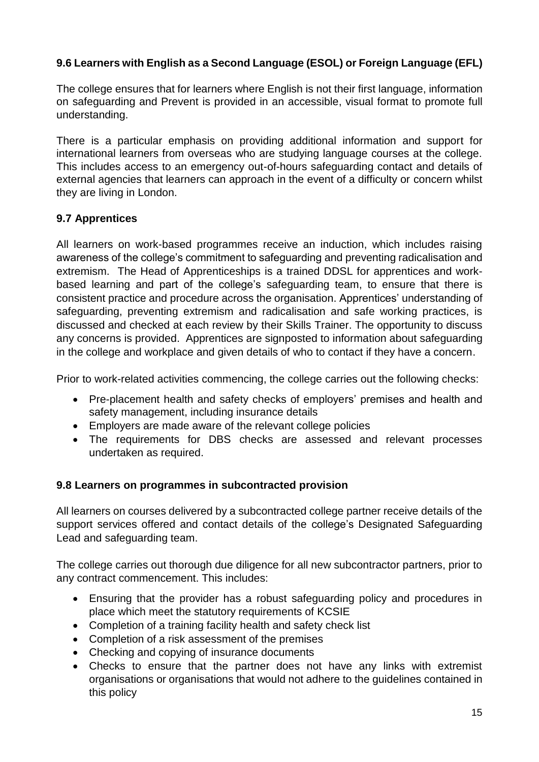### 9.6 Learners with English as a Second Language (ESOL) or Foreign Language (EFL)

The college ensures that for learners where English is not their first language, information on safeguarding and Prevent is provided in an accessible, visual format to promote full understanding.

There is a particular emphasis on providing additional information and support for international learners from overseas who are studying language courses at the college. This includes access to an emergency out-of-hours safeguarding contact and details of external agencies that learners can approach in the event of a difficulty or concern whilst they are living in London.

### 9.7 Apprentices

All learners on work-based programmes receive an induction, which includes raising awareness of the college's commitment to safeguarding and preventing radicalisation and extremism. The Head of Apprenticeships is a trained DDSL for apprentices and work-based learning and part of the college's safeguarding team, to ensure that there is consistent practice and procedure across the organisation. Apprentices' understanding of safeguarding, preventing extremism and radicalisation and safe working practices, is discussed and checked at each review by their Skills Trainer. The opportunity to discuss any concerns is provided. Apprentices are signposted to information about safeguarding in the college and workplace and given details of who to contact if they have a concern.

Prior to work-related activities commencing, the college carries out the following checks:

- Pre-placement health and safety checks of employers' premises and health and safety management, including insurance details
- Employers are made aware of the relevant college policies
- The requirements for DBS checks are assessed and relevant processes undertaken as required.

### 9.8 Learners on programmes in subcontracted provision

All learners on courses delivered by a subcontracted college partner receive details of the support services offered and contact details of the college's Designated Safeguarding Lead and safeguarding team.

The college carries out thorough due diligence for all new subcontractor partners, prior to any contract commencement. This includes:

- Ensuring that the provider has a robust safeguarding policy and procedures in place which meet the statutory requirements of KCSIE
- Completion of a training facility health and safety check list
- Completion of a risk assessment of the premises
- Checking and copying of insurance documents
- Checks to ensure that the partner does not have any links with extremist organisations or organisations that would not adhere to the guidelines contained in this policy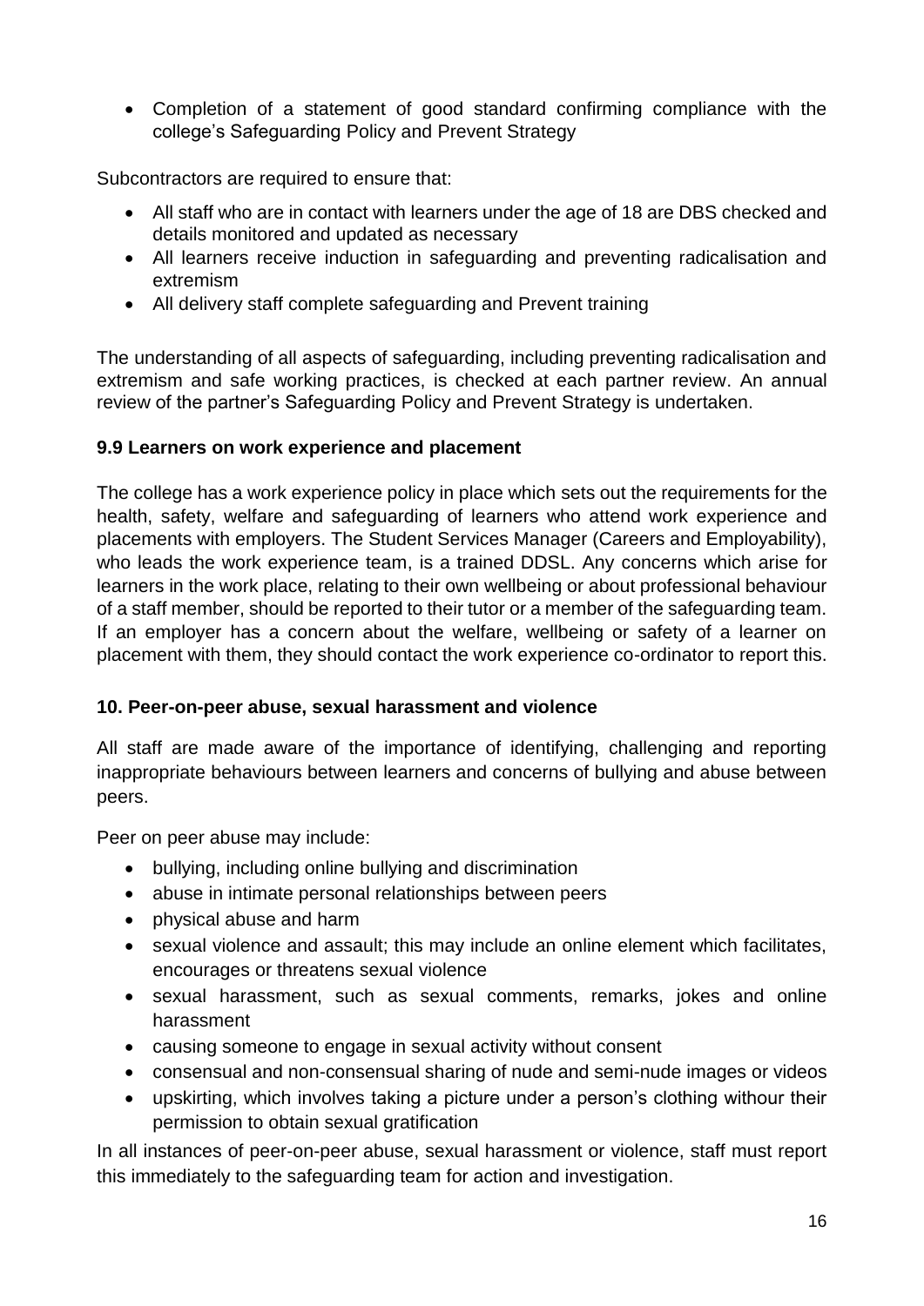- Completion of a statement of good standard confirming compliance with the college's Safeguarding Policy and Prevent Strategy

Subcontractors are required to ensure that:

- All staff who are in contact with learners under the age of 18 are DBS checked and details monitored and updated as necessary
- All learners receive induction in safeguarding and preventing radicalisation and extremism
- All delivery staff complete safeguarding and Prevent training

The understanding of all aspects of safeguarding, including preventing radicalisation and extremism and safe working practices, is checked at each partner review. An annual review of the partner's Safeguarding Policy and Prevent Strategy is undertaken.

### 9.9 Learners on work experience and placement

The college has a work experience policy in place which sets out the requirements for the health, safety, welfare and safeguarding of learners who attend work experience and placements with employers. The Student Services Manager (Careers and Employability), who leads the work experience team, is a trained DDSL. Any concerns which arise for learners in the work place, relating to their own wellbeing or about professional behaviour of a staff member, should be reported to their tutor or a member of the safeguarding team. If an employer has a concern about the welfare, wellbeing or safety of a learner on placement with them, they should contact the work experience co-ordinator to report this.

## 10. Peer-on-peer abuse, sexual harassment and violence

All staff are made aware of the importance of identifying, challenging and reporting inappropriate behaviours between learners and concerns of bullying and abuse between peers.

Peer on peer abuse may include:

- bullying, including online bullying and discrimination
- abuse in intimate personal relationships between peers
- physical abuse and harm
- sexual violence and assault; this may include an online element which facilitates, encourages or threatens sexual violence
- sexual harassment, such as sexual comments, remarks, jokes and online harassment
- causing someone to engage in sexual activity without consent
- consensual and non-consensual sharing of nude and semi-nude images or videos
- upskirting, which involves taking a picture under a person's clothing withour their permission to obtain sexual gratification

In all instances of peer-on-peer abuse, sexual harassment or violence, staff must report this immediately to the safeguarding team for action and investigation.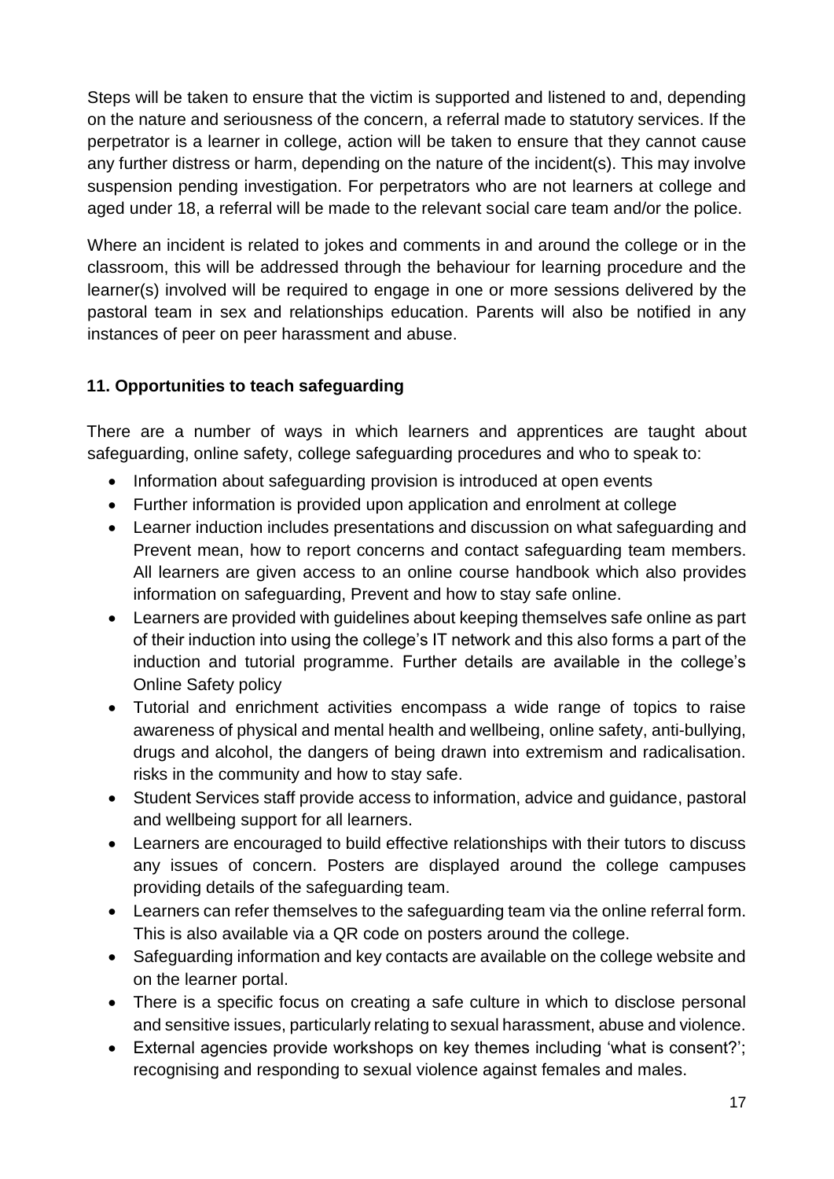Steps will be taken to ensure that the victim is supported and listened to and, depending on the nature and seriousness of the concern, a referral made to statutory services. If the perpetrator is a learner in college, action will be taken to ensure that they cannot cause any further distress or harm, depending on the nature of the incident(s). This may involve suspension pending investigation. For perpetrators who are not learners at college and aged under 18, a referral will be made to the relevant social care team and/or the police.

Where an incident is related to jokes and comments in and around the college or in the classroom, this will be addressed through the behaviour for learning procedure and the learner(s) involved will be required to engage in one or more sessions delivered by the pastoral team in sex and relationships education. Parents will also be notified in any instances of peer on peer harassment and abuse.

## 11. Opportunities to teach safeguarding

There are a number of ways in which learners and apprentices are taught about safeguarding, online safety, college safeguarding procedures and who to speak to:

- Information about safeguarding provision is introduced at open events
- Further information is provided upon application and enrolment at college
- Learner induction includes presentations and discussion on what safeguarding and Prevent mean, how to report concerns and contact safeguarding team members. All learners are given access to an online course handbook which also provides information on safeguarding, Prevent and how to stay safe online.
- Learners are provided with guidelines about keeping themselves safe online as part of their induction into using the college's IT network and this also forms a part of the induction and tutorial programme. Further details are available in the college's Online Safety policy
- Tutorial and enrichment activities encompass a wide range of topics to raise awareness of physical and mental health and wellbeing, online safety, anti-bullying, drugs and alcohol, the dangers of being drawn into extremism and radicalisation. risks in the community and how to stay safe.
- Student Services staff provide access to information, advice and guidance, pastoral and wellbeing support for all learners.
- Learners are encouraged to build effective relationships with their tutors to discuss any issues of concern. Posters are displayed around the college campuses providing details of the safeguarding team.
- Learners can refer themselves to the safeguarding team via the online referral form. This is also available via a QR code on posters around the college.
- Safeguarding information and key contacts are available on the college website and on the learner portal.
- There is a specific focus on creating a safe culture in which to disclose personal and sensitive issues, particularly relating to sexual harassment, abuse and violence.
- External agencies provide workshops on key themes including 'what is consent?'; recognising and responding to sexual violence against females and males.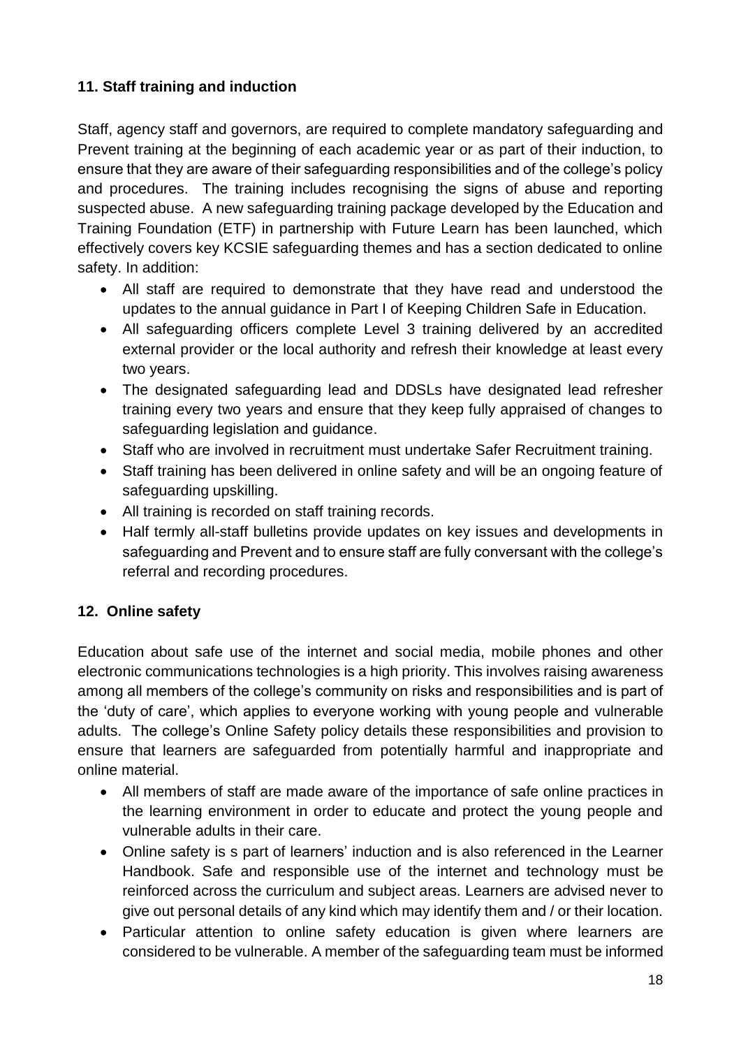## 11. Staff training and induction

Staff, agency staff and governors, are required to complete mandatory safeguarding and Prevent training at the beginning of each academic year or as part of their induction, to ensure that they are aware of their safeguarding responsibilities and of the college's policy and procedures. The training includes recognising the signs of abuse and reporting suspected abuse. A new safeguarding training package developed by the Education and Training Foundation (ETF) in partnership with Future Learn has been launched, which effectively covers key KCSIE safeguarding themes and has a section dedicated to online safety. In addition:

- All staff are required to demonstrate that they have read and understood the updates to the annual guidance in Part I of Keeping Children Safe in Education.
- All safeguarding officers complete Level 3 training delivered by an accredited external provider or the local authority and refresh their knowledge at least every two years.
- The designated safeguarding lead and DDSLs have designated lead refresher training every two years and ensure that they keep fully appraised of changes to safeguarding legislation and guidance.
- Staff who are involved in recruitment must undertake Safer Recruitment training.
- Staff training has been delivered in online safety and will be an ongoing feature of safeguarding upskilling.
- All training is recorded on staff training records.
- Half termly all-staff bulletins provide updates on key issues and developments in safeguarding and Prevent and to ensure staff are fully conversant with the college's referral and recording procedures.

## 12. Online safety

Education about safe use of the internet and social media, mobile phones and other electronic communications technologies is a high priority. This involves raising awareness among all members of the college's community on risks and responsibilities and is part of the 'duty of care', which applies to everyone working with young people and vulnerable adults. The college's Online Safety policy details these responsibilities and provision to ensure that learners are safeguarded from potentially harmful and inappropriate and online material.

- All members of staff are made aware of the importance of safe online practices in the learning environment in order to educate and protect the young people and vulnerable adults in their care.
- Online safety is s part of learners' induction and is also referenced in the Learner Handbook. Safe and responsible use of the internet and technology must be reinforced across the curriculum and subject areas. Learners are advised never to give out personal details of any kind which may identify them and / or their location.
- Particular attention to online safety education is given where learners are considered to be vulnerable. A member of the safeguarding team must be informed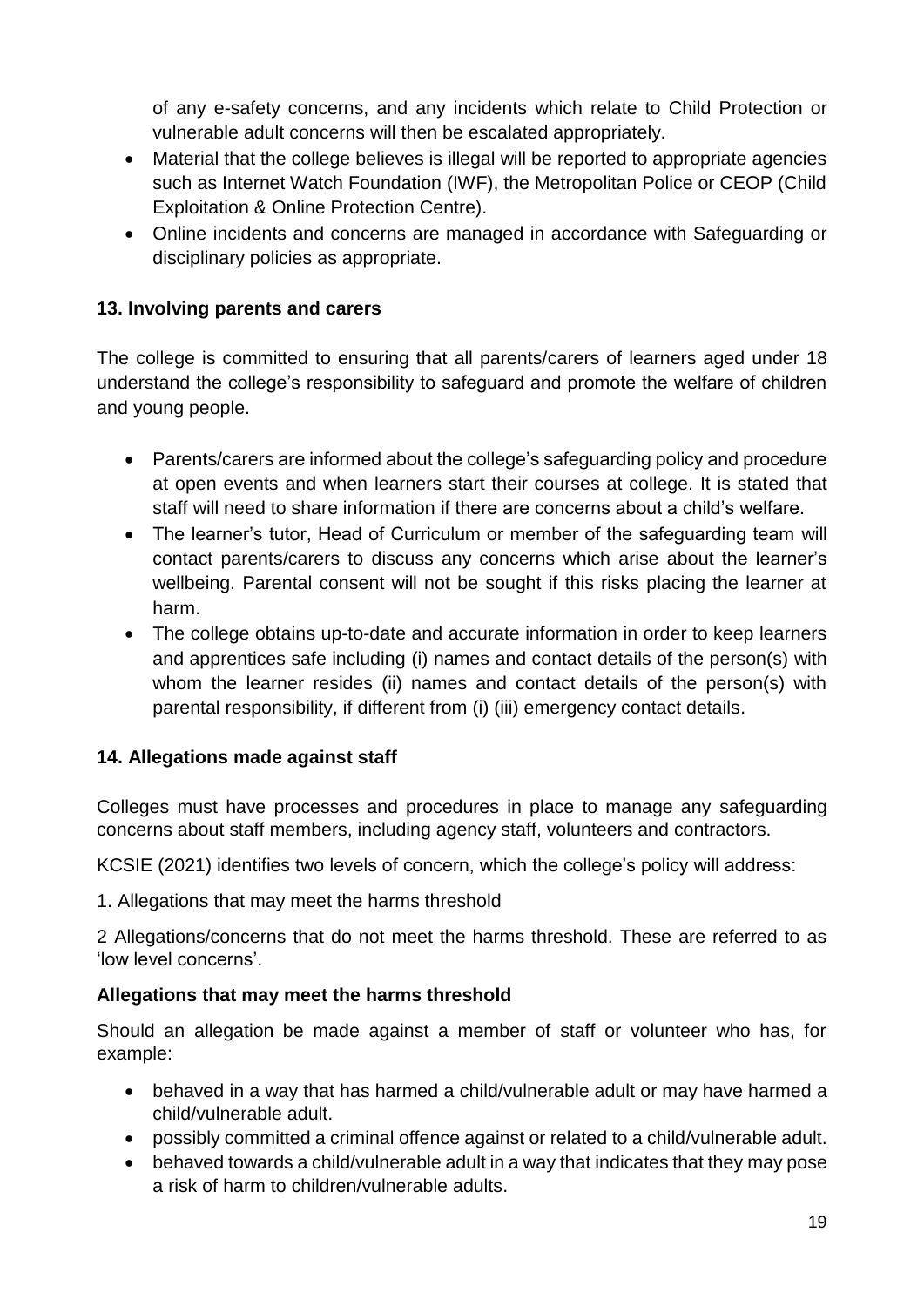of any e-safety concerns, and any incidents which relate to Child Protection or vulnerable adult concerns will then be escalated appropriately.

- Material that the college believes is illegal will be reported to appropriate agencies such as Internet Watch Foundation (IWF), the Metropolitan Police or CEOP (Child Exploitation & Online Protection Centre).
- Online incidents and concerns are managed in accordance with Safeguarding or disciplinary policies as appropriate.

## 13. Involving parents and carers

The college is committed to ensuring that all parents/carers of learners aged under 18 understand the college's responsibility to safeguard and promote the welfare of children and young people.

- Parents/carers are informed about the college's safeguarding policy and procedure at open events and when learners start their courses at college. It is stated that staff will need to share information if there are concerns about a child's welfare.
- The learner's tutor, Head of Curriculum or member of the safeguarding team will contact parents/carers to discuss any concerns which arise about the learner's wellbeing. Parental consent will not be sought if this risks placing the learner at harm.
- The college obtains up-to-date and accurate information in order to keep learners and apprentices safe including (i) names and contact details of the person(s) with whom the learner resides (ii) names and contact details of the person(s) with parental responsibility, if different from (i) (iii) emergency contact details.

## 14. Allegations made against staff

Colleges must have processes and procedures in place to manage any safeguarding concerns about staff members, including agency staff, volunteers and contractors.

KCSIE (2021) identifies two levels of concern, which the college's policy will address:

1. Allegations that may meet the harms threshold

2 Allegations/concerns that do not meet the harms threshold. These are referred to as 'low level concerns'.

### Allegations that may meet the harms threshold

Should an allegation be made against a member of staff or volunteer who has, for example:

- behaved in a way that has harmed a child/vulnerable adult or may have harmed a child/vulnerable adult.
- possibly committed a criminal offence against or related to a child/vulnerable adult.
- behaved towards a child/vulnerable adult in a way that indicates that they may pose a risk of harm to children/vulnerable adults.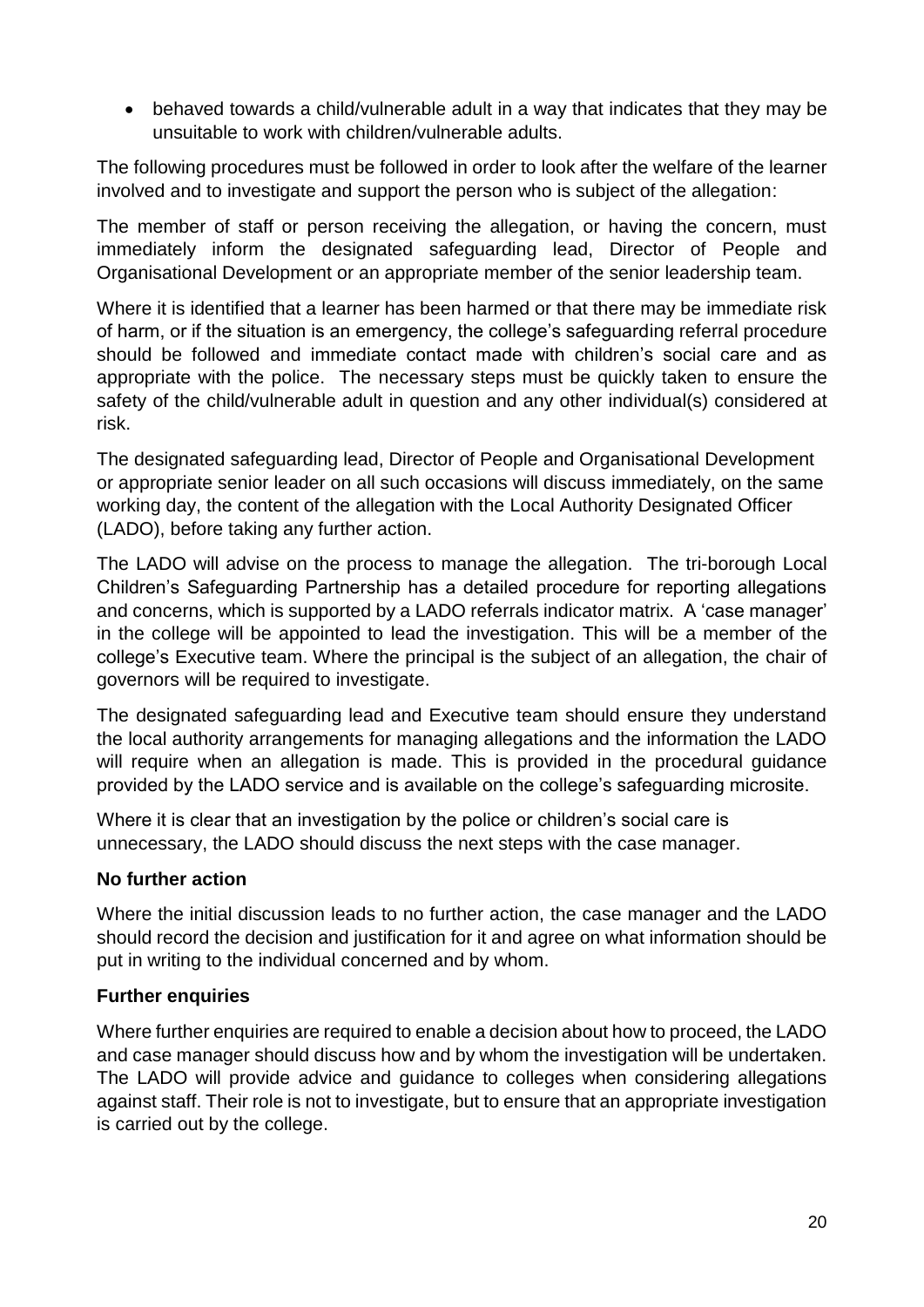- behaved towards a child/vulnerable adult in a way that indicates that they may be unsuitable to work with children/vulnerable adults.

The following procedures must be followed in order to look after the welfare of the learner involved and to investigate and support the person who is subject of the allegation:

The member of staff or person receiving the allegation, or having the concern, must immediately inform the designated safeguarding lead, Director of People and Organisational Development or an appropriate member of the senior leadership team.

Where it is identified that a learner has been harmed or that there may be immediate risk of harm, or if the situation is an emergency, the college's safeguarding referral procedure should be followed and immediate contact made with children's social care and as appropriate with the police. The necessary steps must be quickly taken to ensure the safety of the child/vulnerable adult in question and any other individual(s) considered at risk.

The designated safeguarding lead, Director of People and Organisational Development or appropriate senior leader on all such occasions will discuss immediately, on the same working day, the content of the allegation with the Local Authority Designated Officer (LADO), before taking any further action.

The LADO will advise on the process to manage the allegation. The tri-borough Local Children's Safeguarding Partnership has a detailed procedure for reporting allegations and concerns, which is supported by a LADO referrals indicator matrix. A 'case manager' in the college will be appointed to lead the investigation. This will be a member of the college's Executive team. Where the principal is the subject of an allegation, the chair of governors will be required to investigate.

The designated safeguarding lead and Executive team should ensure they understand the local authority arrangements for managing allegations and the information the LADO will require when an allegation is made. This is provided in the procedural guidance provided by the LADO service and is available on the college's safeguarding microsite.

Where it is clear that an investigation by the police or children's social care is unnecessary, the LADO should discuss the next steps with the case manager.

**No further action**

Where the initial discussion leads to no further action, the case manager and the LADO should record the decision and justification for it and agree on what information should be put in writing to the individual concerned and by whom.

**Further enquiries**

Where further enquiries are required to enable a decision about how to proceed, the LADO and case manager should discuss how and by whom the investigation will be undertaken. The LADO will provide advice and guidance to colleges when considering allegations against staff. Their role is not to investigate, but to ensure that an appropriate investigation is carried out by the college.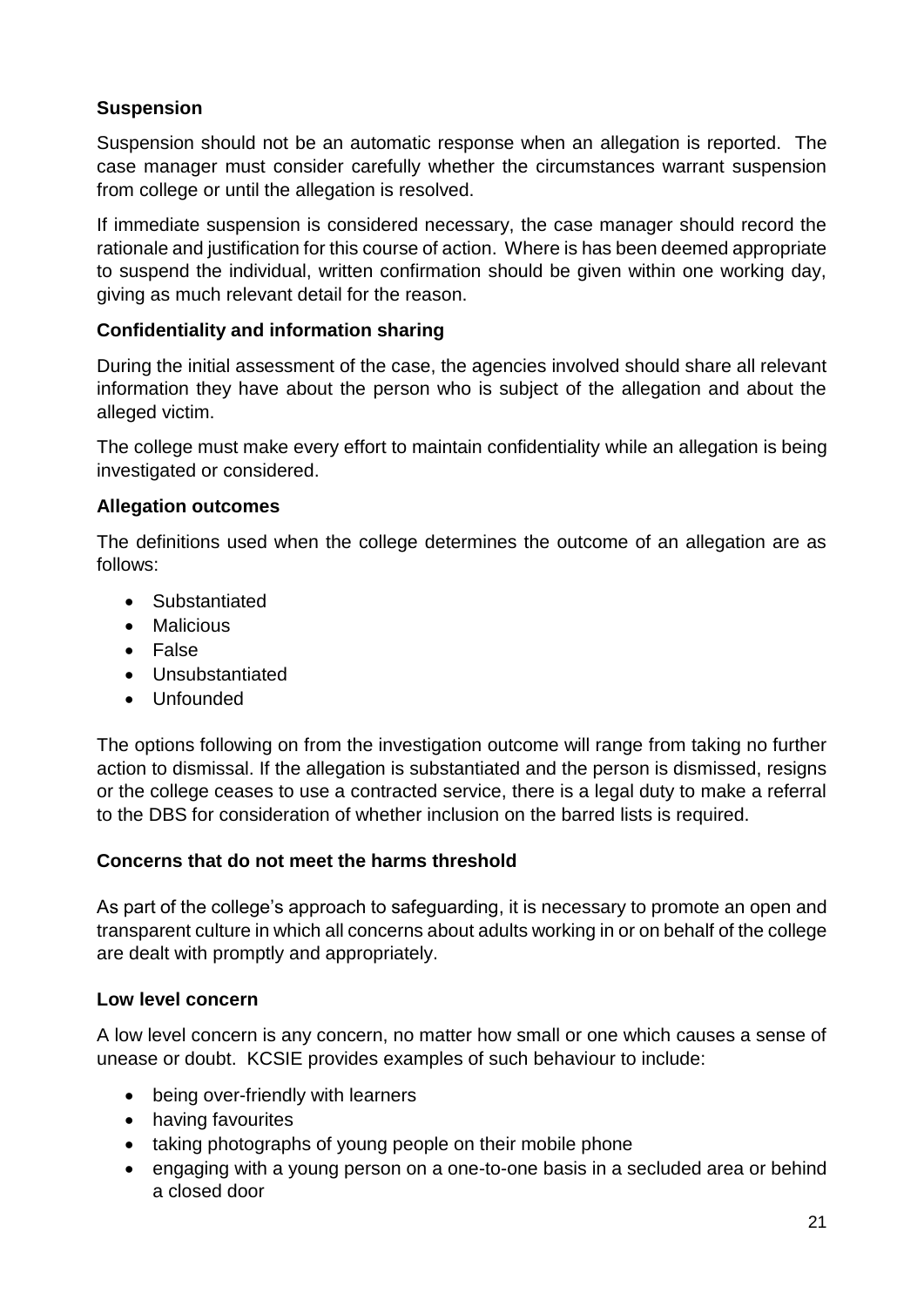**Suspension**

Suspension should not be an automatic response when an allegation is reported. The case manager must consider carefully whether the circumstances warrant suspension from college or until the allegation is resolved.

If immediate suspension is considered necessary, the case manager should record the rationale and justification for this course of action. Where is has been deemed appropriate to suspend the individual, written confirmation should be given within one working day, giving as much relevant detail for the reason.

**Confidentiality and information sharing**

During the initial assessment of the case, the agencies involved should share all relevant information they have about the person who is subject of the allegation and about the alleged victim.

The college must make every effort to maintain confidentiality while an allegation is being investigated or considered.

**Allegation outcomes**

The definitions used when the college determines the outcome of an allegation are as follows:

- Substantiated
- Malicious
- False
- Unsubstantiated
- Unfounded

The options following on from the investigation outcome will range from taking no further action to dismissal. If the allegation is substantiated and the person is dismissed, resigns or the college ceases to use a contracted service, there is a legal duty to make a referral to the DBS for consideration of whether inclusion on the barred lists is required.

**Concerns that do not meet the harms threshold**

As part of the college's approach to safeguarding, it is necessary to promote an open and transparent culture in which all concerns about adults working in or on behalf of the college are dealt with promptly and appropriately.

**Low level concern**

A low level concern is any concern, no matter how small or one which causes a sense of unease or doubt. KCSIE provides examples of such behaviour to include:

- being over-friendly with learners
- having favourites
- taking photographs of young people on their mobile phone
- engaging with a young person on a one-to-one basis in a secluded area or behind a closed door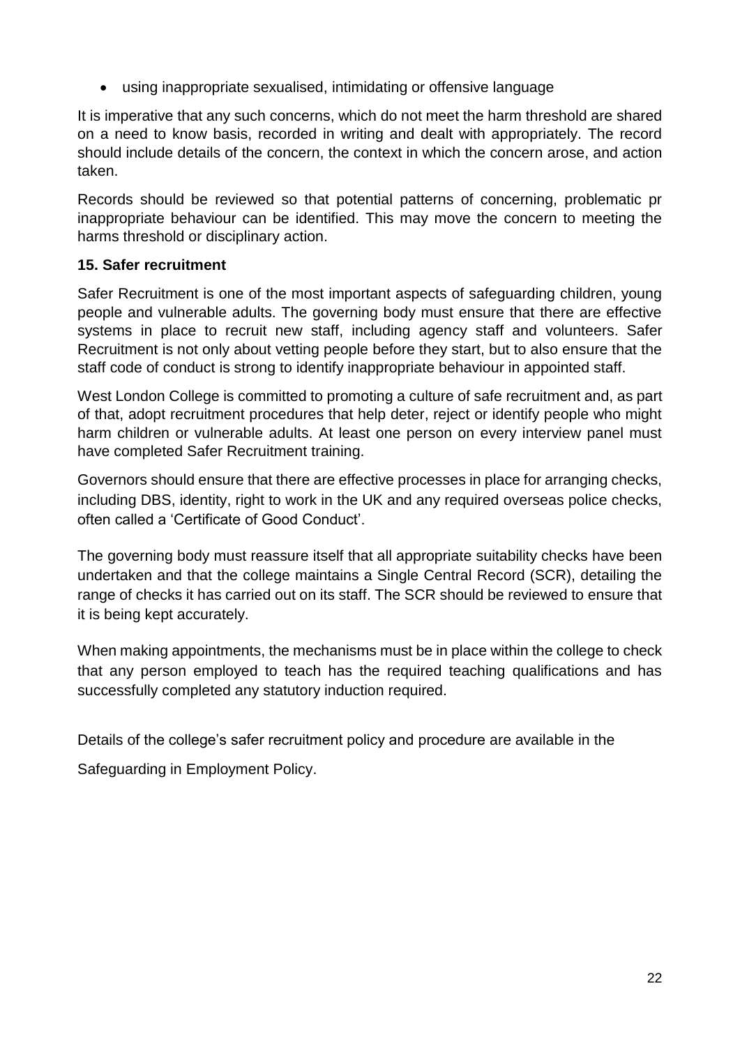- using inappropriate sexualised, intimidating or offensive language

It is imperative that any such concerns, which do not meet the harm threshold are shared on a need to know basis, recorded in writing and dealt with appropriately. The record should include details of the concern, the context in which the concern arose, and action taken.

Records should be reviewed so that potential patterns of concerning, problematic pr inappropriate behaviour can be identified. This may move the concern to meeting the harms threshold or disciplinary action.

**15. Safer recruitment**

Safer Recruitment is one of the most important aspects of safeguarding children, young people and vulnerable adults. The governing body must ensure that there are effective systems in place to recruit new staff, including agency staff and volunteers. Safer Recruitment is not only about vetting people before they start, but to also ensure that the staff code of conduct is strong to identify inappropriate behaviour in appointed staff.

West London College is committed to promoting a culture of safe recruitment and, as part of that, adopt recruitment procedures that help deter, reject or identify people who might harm children or vulnerable adults. At least one person on every interview panel must have completed Safer Recruitment training.

Governors should ensure that there are effective processes in place for arranging checks, including DBS, identity, right to work in the UK and any required overseas police checks, often called a 'Certificate of Good Conduct'.

The governing body must reassure itself that all appropriate suitability checks have been undertaken and that the college maintains a Single Central Record (SCR), detailing the range of checks it has carried out on its staff. The SCR should be reviewed to ensure that it is being kept accurately.

When making appointments, the mechanisms must be in place within the college to check that any person employed to teach has the required teaching qualifications and has successfully completed any statutory induction required.

Details of the college's safer recruitment policy and procedure are available in the Safeguarding in Employment Policy.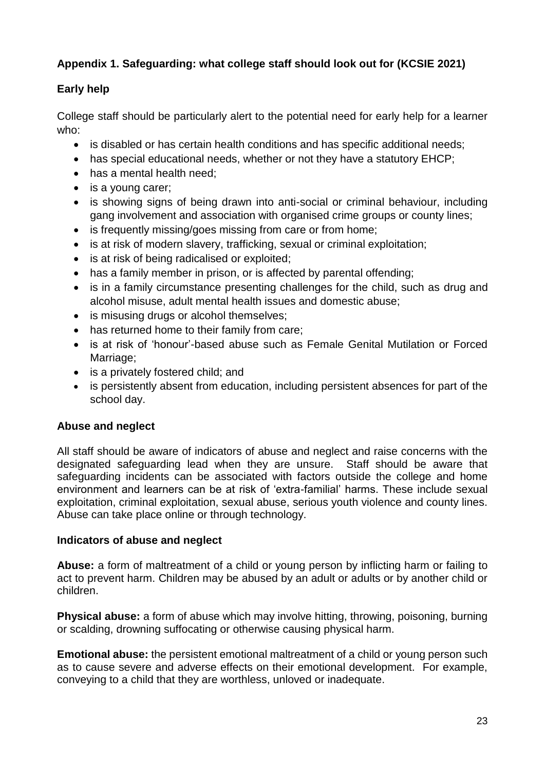### Appendix 1. Safeguarding: what college staff should look out for (KCSIE 2021)

### Early help

College staff should be particularly alert to the potential need for early help for a learner who:

- is disabled or has certain health conditions and has specific additional needs;
- has special educational needs, whether or not they have a statutory EHCP;
- has a mental health need;
- is a young carer;
- is showing signs of being drawn into anti-social or criminal behaviour, including gang involvement and association with organised crime groups or county lines;
- is frequently missing/goes missing from care or from home;
- is at risk of modern slavery, trafficking, sexual or criminal exploitation;
- is at risk of being radicalised or exploited;
- has a family member in prison, or is affected by parental offending;
- is in a family circumstance presenting challenges for the child, such as drug and alcohol misuse, adult mental health issues and domestic abuse;
- is misusing drugs or alcohol themselves;
- has returned home to their family from care;
- is at risk of 'honour'-based abuse such as Female Genital Mutilation or Forced Marriage;
- is a privately fostered child; and
- is persistently absent from education, including persistent absences for part of the school day.

### Abuse and neglect

All staff should be aware of indicators of abuse and neglect and raise concerns with the designated safeguarding lead when they are unsure. Staff should be aware that safeguarding incidents can be associated with factors outside the college and home environment and learners can be at risk of 'extra-familial' harms. These include sexual exploitation, criminal exploitation, sexual abuse, serious youth violence and county lines. Abuse can take place online or through technology.

### Indicators of abuse and neglect

**Abuse:** a form of maltreatment of a child or young person by inflicting harm or failing to act to prevent harm. Children may be abused by an adult or adults or by another child or children.

**Physical abuse:** a form of abuse which may involve hitting, throwing, poisoning, burning or scalding, drowning suffocating or otherwise causing physical harm.

**Emotional abuse:** the persistent emotional maltreatment of a child or young person such as to cause severe and adverse effects on their emotional development. For example, conveying to a child that they are worthless, unloved or inadequate.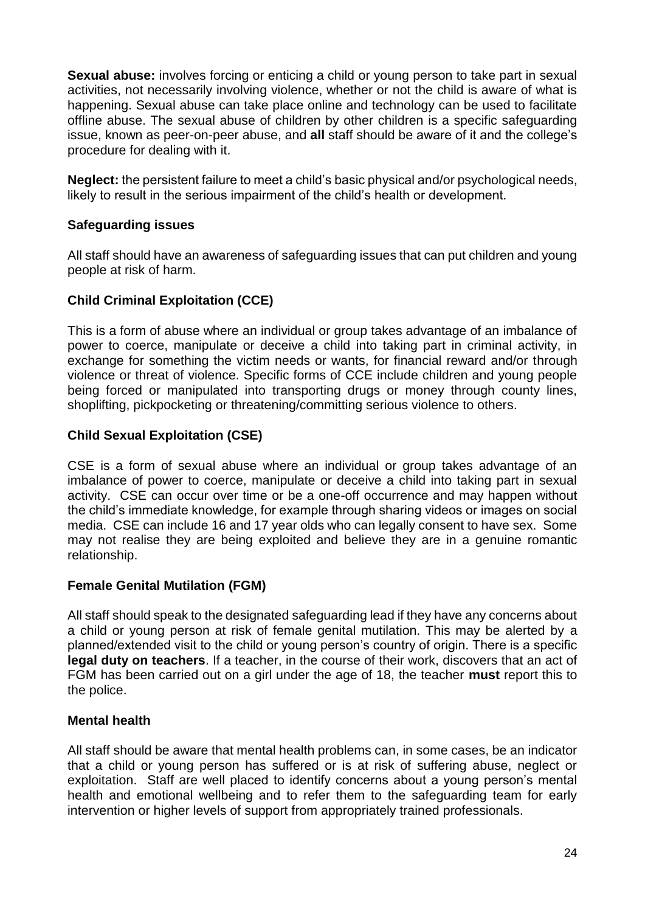**Sexual abuse:** involves forcing or enticing a child or young person to take part in sexual activities, not necessarily involving violence, whether or not the child is aware of what is happening. Sexual abuse can take place online and technology can be used to facilitate offline abuse. The sexual abuse of children by other children is a specific safeguarding issue, known as peer-on-peer abuse, and **all** staff should be aware of it and the college's procedure for dealing with it.

**Neglect:** the persistent failure to meet a child's basic physical and/or psychological needs, likely to result in the serious impairment of the child's health or development.

### Safeguarding issues

All staff should have an awareness of safeguarding issues that can put children and young people at risk of harm.

### Child Criminal Exploitation (CCE)

This is a form of abuse where an individual or group takes advantage of an imbalance of power to coerce, manipulate or deceive a child into taking part in criminal activity, in exchange for something the victim needs or wants, for financial reward and/or through violence or threat of violence. Specific forms of CCE include children and young people being forced or manipulated into transporting drugs or money through county lines, shoplifting, pickpocketing or threatening/committing serious violence to others.

### Child Sexual Exploitation (CSE)

CSE is a form of sexual abuse where an individual or group takes advantage of an imbalance of power to coerce, manipulate or deceive a child into taking part in sexual activity. CSE can occur over time or be a one-off occurrence and may happen without the child's immediate knowledge, for example through sharing videos or images on social media. CSE can include 16 and 17 year olds who can legally consent to have sex. Some may not realise they are being exploited and believe they are in a genuine romantic relationship.

### Female Genital Mutilation (FGM)

All staff should speak to the designated safeguarding lead if they have any concerns about a child or young person at risk of female genital mutilation. This may be alerted by a planned/extended visit to the child or young person's country of origin. There is a specific **legal duty on teachers**. If a teacher, in the course of their work, discovers that an act of FGM has been carried out on a girl under the age of 18, the teacher **must** report this to the police.

### Mental health

All staff should be aware that mental health problems can, in some cases, be an indicator that a child or young person has suffered or is at risk of suffering abuse, neglect or exploitation. Staff are well placed to identify concerns about a young person's mental health and emotional wellbeing and to refer them to the safeguarding team for early intervention or higher levels of support from appropriately trained professionals.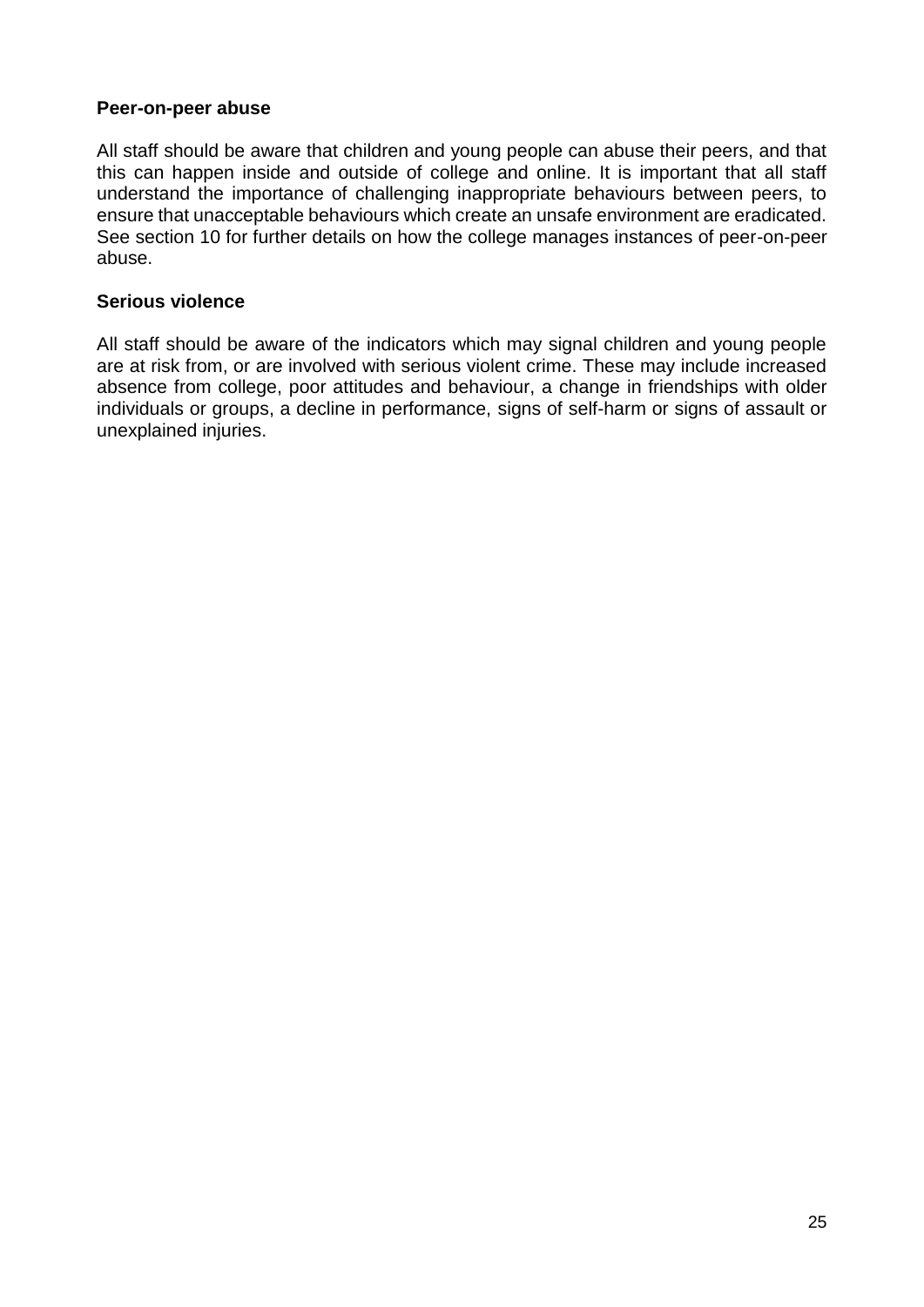**Peer-on-peer abuse**

All staff should be aware that children and young people can abuse their peers, and that this can happen inside and outside of college and online. It is important that all staff understand the importance of challenging inappropriate behaviours between peers, to ensure that unacceptable behaviours which create an unsafe environment are eradicated. See section 10 for further details on how the college manages instances of peer-on-peer abuse.

**Serious violence**

All staff should be aware of the indicators which may signal children and young people are at risk from, or are involved with serious violent crime. These may include increased absence from college, poor attitudes and behaviour, a change in friendships with older individuals or groups, a decline in performance, signs of self-harm or signs of assault or unexplained injuries.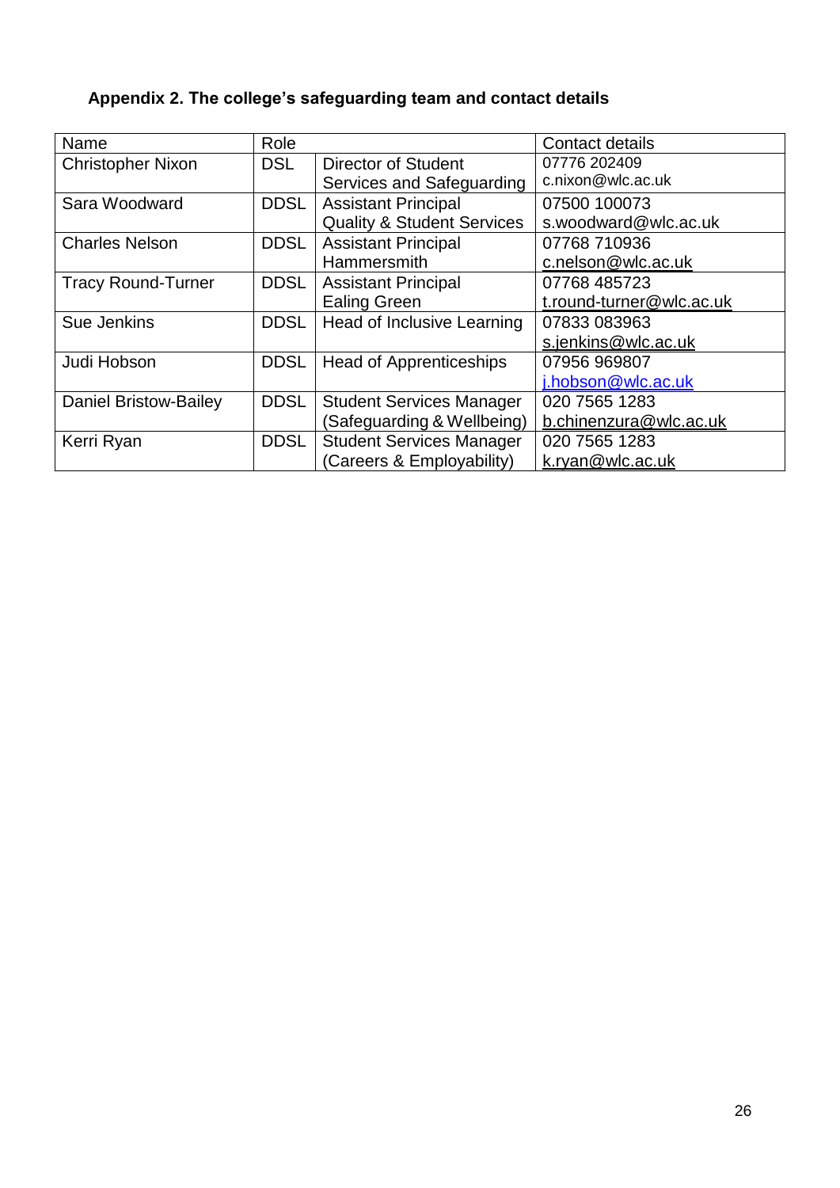**Appendix 2. The college's safeguarding team and contact details**

| Name | Role | | Contact details |
|---|---|---|---|
| Christopher Nixon | DSL | Director of Student Services and Safeguarding | 07776 202409 c.nixon@wlc.ac.uk |
| Sara Woodward | DDSL | Assistant Principal Quality & Student Services | 07500 100073 s.woodward@wlc.ac.uk |
| Charles Nelson | DDSL | Assistant Principal Hammersmith | 07768 710936 c.nelson@wlc.ac.uk |
| Tracy Round-Turner | DDSL | Assistant Principal Ealing Green | 07768 485723 t.round-turner@wlc.ac.uk |
| Sue Jenkins | DDSL | Head of Inclusive Learning | 07833 083963 s.jenkins@wlc.ac.uk |
| Judi Hobson | DDSL | Head of Apprenticeships | 07956 969807 j.hobson@wlc.ac.uk |
| Daniel Bristow-Bailey | DDSL | Student Services Manager (Safeguarding & Wellbeing) | 020 7565 1283 b.chinenzura@wlc.ac.uk |
| Kerri Ryan | DDSL | Student Services Manager (Careers & Employability) | 020 7565 1283 k.ryan@wlc.ac.uk |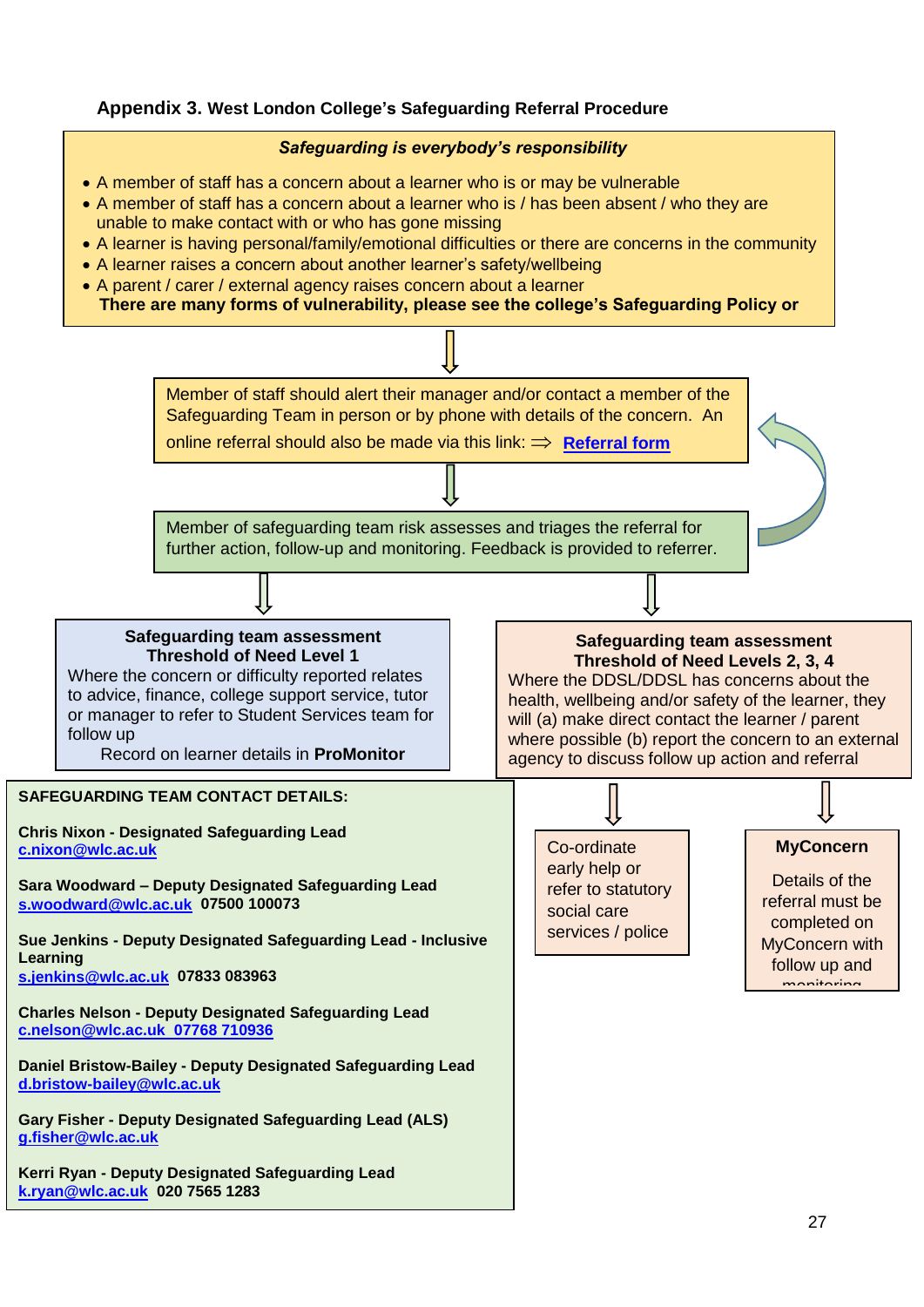## Appendix 3. West London College's Safeguarding Referral Procedure

***Safeguarding is everybody's responsibility***

- A member of staff has a concern about a learner who is or may be vulnerable
- A member of staff has a concern about a learner who is / has been absent / who they are unable to make contact with or who has gone missing
- A learner is having personal/family/emotional difficulties or there are concerns in the community
- A learner raises a concern about another learner's safety/wellbeing
- A parent / carer / external agency raises concern about a learner

**There are many forms of vulnerability, please see the college's Safeguarding Policy or**

Member of staff should alert their manager and/or contact a member of the Safeguarding Team in person or by phone with details of the concern. An online referral should also be made via this link: ⇒ **Referral form**

Member of safeguarding team risk assesses and triages the referral for further action, follow-up and monitoring. Feedback is provided to referrer.

**Safeguarding team assessment**
**Threshold of Need Level 1**
Where the concern or difficulty reported relates to advice, finance, college support service, tutor or manager to refer to Student Services team for follow up
Record on learner details in **ProMonitor**

**Safeguarding team assessment**
**Threshold of Need Levels 2, 3, 4**
Where the DDSL/DDSL has concerns about the health, wellbeing and/or safety of the learner, they will (a) make direct contact the learner / parent where possible (b) report the concern to an external agency to discuss follow up action and referral

Co-ordinate early help or refer to statutory social care services / police

**MyConcern**
Details of the referral must be completed on MyConcern with follow up and monitoring

**SAFEGUARDING TEAM CONTACT DETAILS:**

**Chris Nixon - Designated Safeguarding Lead**
**c.nixon@wlc.ac.uk**

**Sara Woodward – Deputy Designated Safeguarding Lead**
**s.woodward@wlc.ac.uk 07500 100073**

**Sue Jenkins - Deputy Designated Safeguarding Lead - Inclusive Learning**
**s.jenkins@wlc.ac.uk 07833 083963**

**Charles Nelson - Deputy Designated Safeguarding Lead**
**c.nelson@wlc.ac.uk 07768 710936**

**Daniel Bristow-Bailey - Deputy Designated Safeguarding Lead**
**d.bristow-bailey@wlc.ac.uk**

**Gary Fisher - Deputy Designated Safeguarding Lead (ALS)**
**g.fisher@wlc.ac.uk**

**Kerri Ryan - Deputy Designated Safeguarding Lead**
**k.ryan@wlc.ac.uk 020 7565 1283**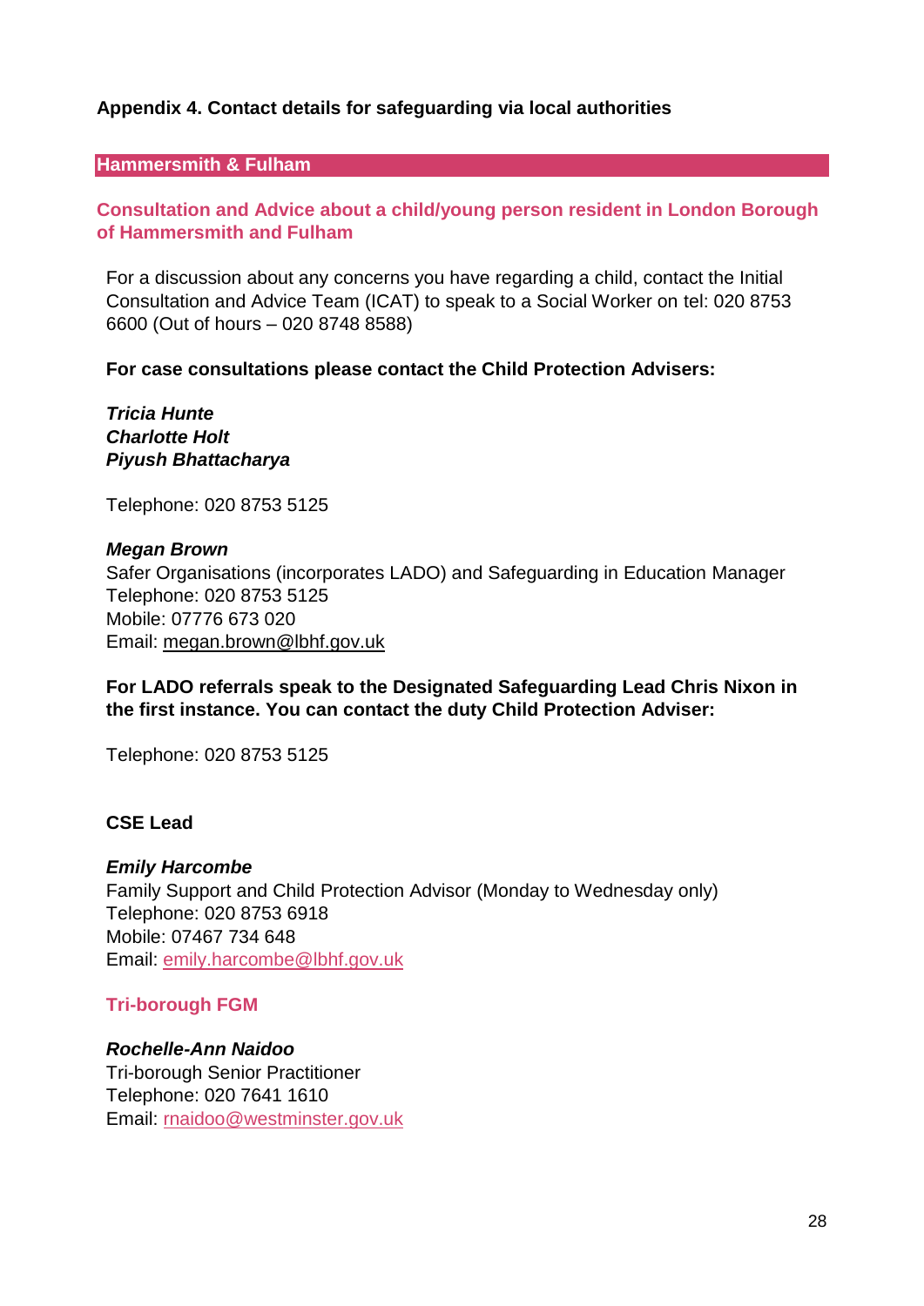## Appendix 4. Contact details for safeguarding via local authorities

### Hammersmith & Fulham

#### Consultation and Advice about a child/young person resident in London Borough of Hammersmith and Fulham

For a discussion about any concerns you have regarding a child, contact the Initial Consultation and Advice Team (ICAT) to speak to a Social Worker on tel: 020 8753 6600 (Out of hours – 020 8748 8588)

**For case consultations please contact the Child Protection Advisers:**

***Tricia Hunte***
***Charlotte Holt***
***Piyush Bhattacharya***

Telephone: 020 8753 5125

***Megan Brown***
Safer Organisations (incorporates LADO) and Safeguarding in Education Manager
Telephone: 020 8753 5125
Mobile: 07776 673 020
Email: megan.brown@lbhf.gov.uk

**For LADO referrals speak to the Designated Safeguarding Lead Chris Nixon in the first instance. You can contact the duty Child Protection Adviser:**

Telephone: 020 8753 5125

**CSE Lead**

***Emily Harcombe***
Family Support and Child Protection Advisor (Monday to Wednesday only)
Telephone: 020 8753 6918
Mobile: 07467 734 648
Email: emily.harcombe@lbhf.gov.uk

#### Tri-borough FGM

***Rochelle-Ann Naidoo***
Tri-borough Senior Practitioner
Telephone: 020 7641 1610
Email: rnaidoo@westminster.gov.uk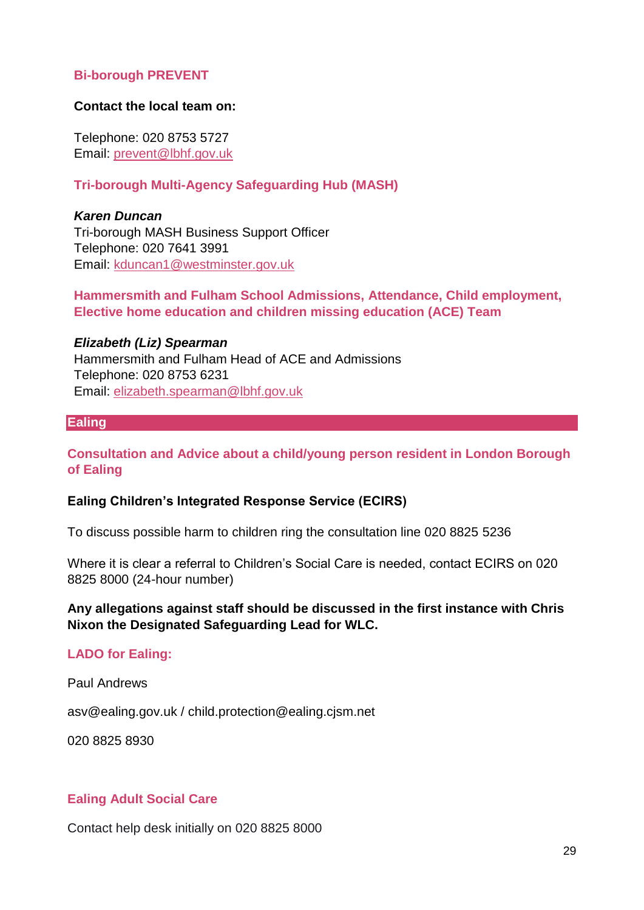### Bi-borough PREVENT

**Contact the local team on:**

Telephone: 020 8753 5727
Email: prevent@lbhf.gov.uk

### Tri-borough Multi-Agency Safeguarding Hub (MASH)

***Karen Duncan***
Tri-borough MASH Business Support Officer
Telephone: 020 7641 3991
Email: kduncan1@westminster.gov.uk

### Hammersmith and Fulham School Admissions, Attendance, Child employment, Elective home education and children missing education (ACE) Team

***Elizabeth (Liz) Spearman***
Hammersmith and Fulham Head of ACE and Admissions
Telephone: 020 8753 6231
Email: elizabeth.spearman@lbhf.gov.uk

## Ealing

### Consultation and Advice about a child/young person resident in London Borough of Ealing

**Ealing Children's Integrated Response Service (ECIRS)**

To discuss possible harm to children ring the consultation line 020 8825 5236

Where it is clear a referral to Children's Social Care is needed, contact ECIRS on 020 8825 8000 (24-hour number)

**Any allegations against staff should be discussed in the first instance with Chris Nixon the Designated Safeguarding Lead for WLC.**

### LADO for Ealing:

Paul Andrews

asv@ealing.gov.uk / child.protection@ealing.cjsm.net

020 8825 8930

### Ealing Adult Social Care

Contact help desk initially on 020 8825 8000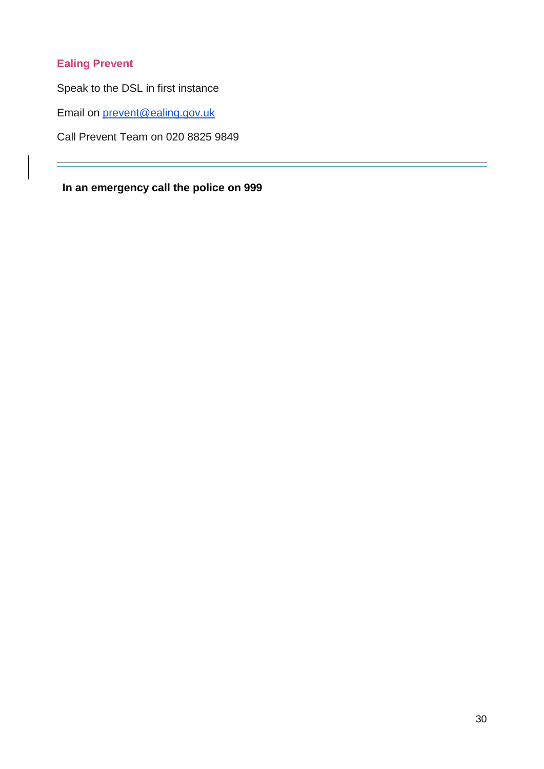### Ealing Prevent

Speak to the DSL in first instance

Email on [prevent@ealing.gov.uk](mailto:prevent@ealing.gov.uk)

Call Prevent Team on 020 8825 9849

---

**In an emergency call the police on 999**